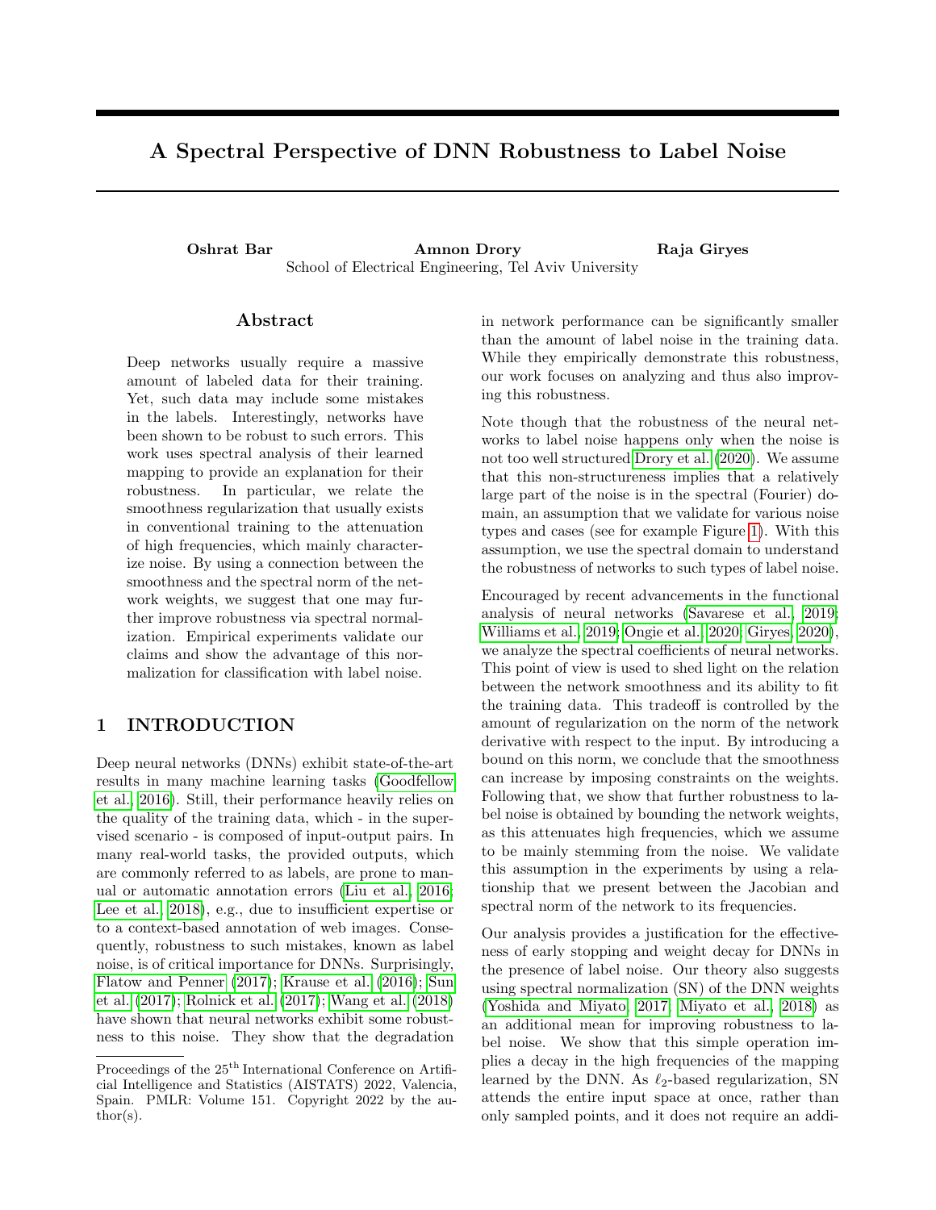# A Spectral Perspective of DNN Robustness to Label Noise

**Oshrat Bar** **Amnon Drory** **Raja Giryes**
School of Electrical Engineering, Tel Aviv University

## Abstract

Deep networks usually require a massive amount of labeled data for their training. Yet, such data may include some mistakes in the labels. Interestingly, networks have been shown to be robust to such errors. This work uses spectral analysis of their learned mapping to provide an explanation for their robustness. In particular, we relate the smoothness regularization that usually exists in conventional training to the attenuation of high frequencies, which mainly characterize noise. By using a connection between the smoothness and the spectral norm of the network weights, we suggest that one may further improve robustness via spectral normalization. Empirical experiments validate our claims and show the advantage of this normalization for classification with label noise.

## 1 INTRODUCTION

Deep neural networks (DNNs) exhibit state-of-the-art results in many machine learning tasks (Goodfellow et al., 2016). Still, their performance heavily relies on the quality of the training data, which - in the supervised scenario - is composed of input-output pairs. In many real-world tasks, the provided outputs, which are commonly referred to as labels, are prone to manual or automatic annotation errors (Liu et al., 2016; Lee et al., 2018), e.g., due to insufficient expertise or to a context-based annotation of web images. Consequently, robustness to such mistakes, known as label noise, is of critical importance for DNNs. Surprisingly, Flatow and Penner (2017); Krause et al. (2016); Sun et al. (2017); Rolnick et al. (2017); Wang et al. (2018) have shown that neural networks exhibit some robustness to this noise. They show that the degradation in network performance can be significantly smaller than the amount of label noise in the training data. While they empirically demonstrate this robustness, our work focuses on analyzing and thus also improving this robustness.

Note though that the robustness of the neural networks to label noise happens only when the noise is not too well structured Drory et al. (2020). We assume that this non-structureness implies that a relatively large part of the noise is in the spectral (Fourier) domain, an assumption that we validate for various noise types and cases (see for example Figure 1). With this assumption, we use the spectral domain to understand the robustness of networks to such types of label noise.

Encouraged by recent advancements in the functional analysis of neural networks (Savarese et al., 2019; Williams et al., 2019; Ongie et al., 2020; Giryes, 2020), we analyze the spectral coefficients of neural networks. This point of view is used to shed light on the relation between the network smoothness and its ability to fit the training data. This tradeoff is controlled by the amount of regularization on the norm of the network derivative with respect to the input. By introducing a bound on this norm, we conclude that the smoothness can increase by imposing constraints on the weights. Following that, we show that further robustness to label noise is obtained by bounding the network weights, as this attenuates high frequencies, which we assume to be mainly stemming from the noise. We validate this assumption in the experiments by using a relationship that we present between the Jacobian and spectral norm of the network to its frequencies.

Our analysis provides a justification for the effectiveness of early stopping and weight decay for DNNs in the presence of label noise. Our theory also suggests using spectral normalization (SN) of the DNN weights (Yoshida and Miyato, 2017; Miyato et al., 2018) as an additional mean for improving robustness to label noise. We show that this simple operation implies a decay in the high frequencies of the mapping learned by the DNN. As $\ell_2$-based regularization, SN attends the entire input space at once, rather than only sampled points, and it does not require an addi-

Proceedings of the 25[th] International Conference on Artificial Intelligence and Statistics (AISTATS) 2022, Valencia, Spain. PMLR: Volume 151. Copyright 2022 by the author(s).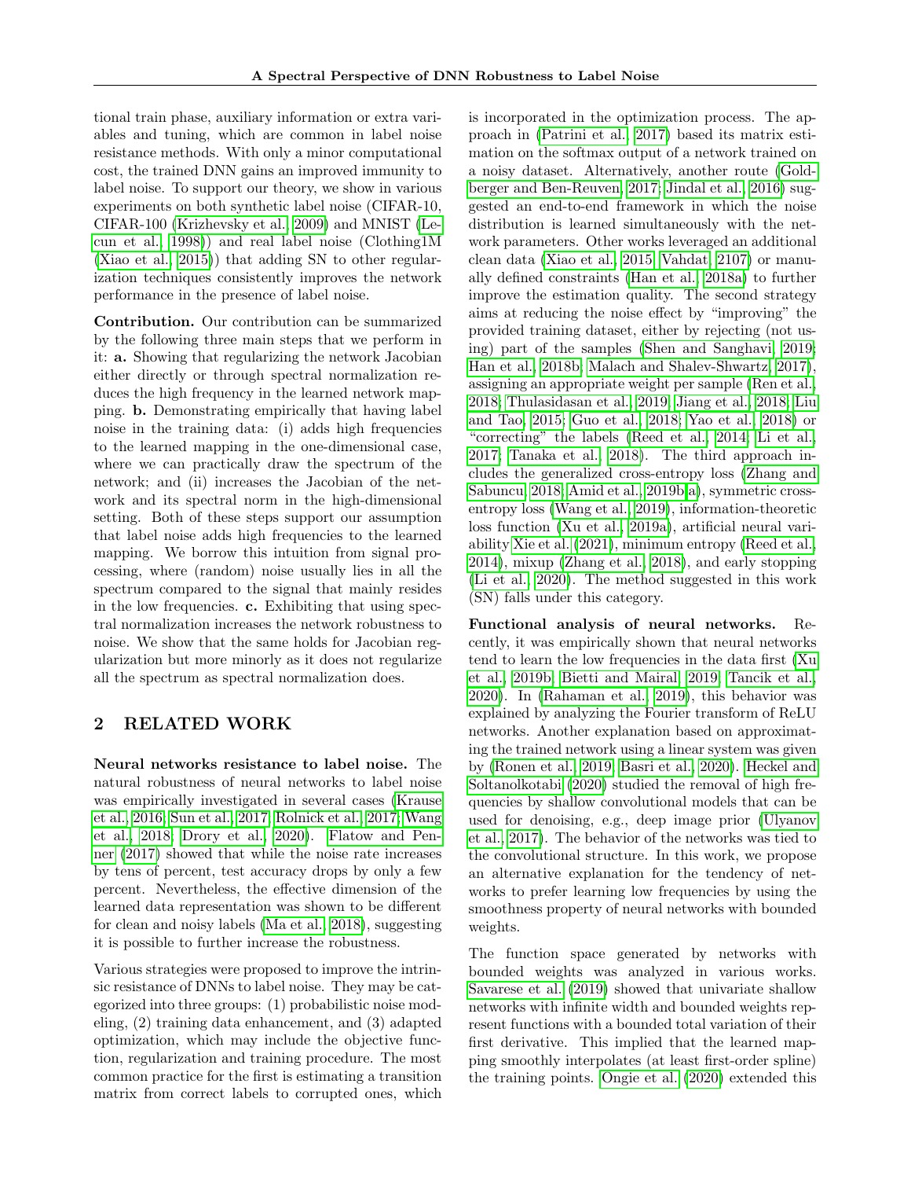tional train phase, auxiliary information or extra variables and tuning, which are common in label noise resistance methods. With only a minor computational cost, the trained DNN gains an improved immunity to label noise. To support our theory, we show in various experiments on both synthetic label noise (CIFAR-10, CIFAR-100 (Krizhevsky et al., 2009) and MNIST (Lecun et al., 1998)) and real label noise (Clothing1M (Xiao et al., 2015)) that adding SN to other regularization techniques consistently improves the network performance in the presence of label noise.

**Contribution.** Our contribution can be summarized by the following three main steps that we perform in it: **a.** Showing that regularizing the network Jacobian either directly or through spectral normalization reduces the high frequency in the learned network mapping. **b.** Demonstrating empirically that having label noise in the training data: (i) adds high frequencies to the learned mapping in the one-dimensional case, where we can practically draw the spectrum of the network; and (ii) increases the Jacobian of the network and its spectral norm in the high-dimensional setting. Both of these steps support our assumption that label noise adds high frequencies to the learned mapping. We borrow this intuition from signal processing, where (random) noise usually lies in all the spectrum compared to the signal that mainly resides in the low frequencies. **c.** Exhibiting that using spectral normalization increases the network robustness to noise. We show that the same holds for Jacobian regularization but more minorly as it does not regularize all the spectrum as spectral normalization does.

## 2 RELATED WORK

**Neural networks resistance to label noise.** The natural robustness of neural networks to label noise was empirically investigated in several cases (Krause et al., 2016; Sun et al., 2017; Rolnick et al., 2017; Wang et al., 2018; Drory et al., 2020). Flatow and Penner (2017) showed that while the noise rate increases by tens of percent, test accuracy drops by only a few percent. Nevertheless, the effective dimension of the learned data representation was shown to be different for clean and noisy labels (Ma et al., 2018), suggesting it is possible to further increase the robustness.

Various strategies were proposed to improve the intrinsic resistance of DNNs to label noise. They may be categorized into three groups: (1) probabilistic noise modeling, (2) training data enhancement, and (3) adapted optimization, which may include the objective function, regularization and training procedure. The most common practice for the first is estimating a transition matrix from correct labels to corrupted ones, which is incorporated in the optimization process. The approach in (Patrini et al., 2017) based its matrix estimation on the softmax output of a network trained on a noisy dataset. Alternatively, another route (Goldberger and Ben-Reuven, 2017; Jindal et al., 2016) suggested an end-to-end framework in which the noise distribution is learned simultaneously with the network parameters. Other works leveraged an additional clean data (Xiao et al., 2015; Vahdat, 2107) or manually defined constraints (Han et al., 2018a) to further improve the estimation quality. The second strategy aims at reducing the noise effect by "improving" the provided training dataset, either by rejecting (not using) part of the samples (Shen and Sanghavi, 2019; Han et al., 2018b; Malach and Shalev-Shwartz, 2017), assigning an appropriate weight per sample (Ren et al., 2018; Thulasidasan et al., 2019; Jiang et al., 2018; Liu and Tao, 2015; Guo et al., 2018; Yao et al., 2018) or "correcting" the labels (Reed et al., 2014; Li et al., 2017; Tanaka et al., 2018). The third approach includes the generalized cross-entropy loss (Zhang and Sabuncu, 2018; Amid et al., 2019b,a), symmetric cross-entropy loss (Wang et al., 2019), information-theoretic loss function (Xu et al., 2019a), artificial neural variability Xie et al. (2021), minimum entropy (Reed et al., 2014), mixup (Zhang et al., 2018), and early stopping (Li et al., 2020). The method suggested in this work (SN) falls under this category.

**Functional analysis of neural networks.** Recently, it was empirically shown that neural networks tend to learn the low frequencies in the data first (Xu et al., 2019b; Bietti and Mairal, 2019; Tancik et al., 2020). In (Rahaman et al., 2019), this behavior was explained by analyzing the Fourier transform of ReLU networks. Another explanation based on approximating the trained network using a linear system was given by (Ronen et al., 2019; Basri et al., 2020). Heckel and Soltanolkotabi (2020) studied the removal of high frequencies by shallow convolutional models that can be used for denoising, e.g., deep image prior (Ulyanov et al., 2017). The behavior of the networks was tied to the convolutional structure. In this work, we propose an alternative explanation for the tendency of networks to prefer learning low frequencies by using the smoothness property of neural networks with bounded weights.

The function space generated by networks with bounded weights was analyzed in various works. Savarese et al. (2019) showed that univariate shallow networks with infinite width and bounded weights represent functions with a bounded total variation of their first derivative. This implied that the learned mapping smoothly interpolates (at least first-order spline) the training points. Ongie et al. (2020) extended this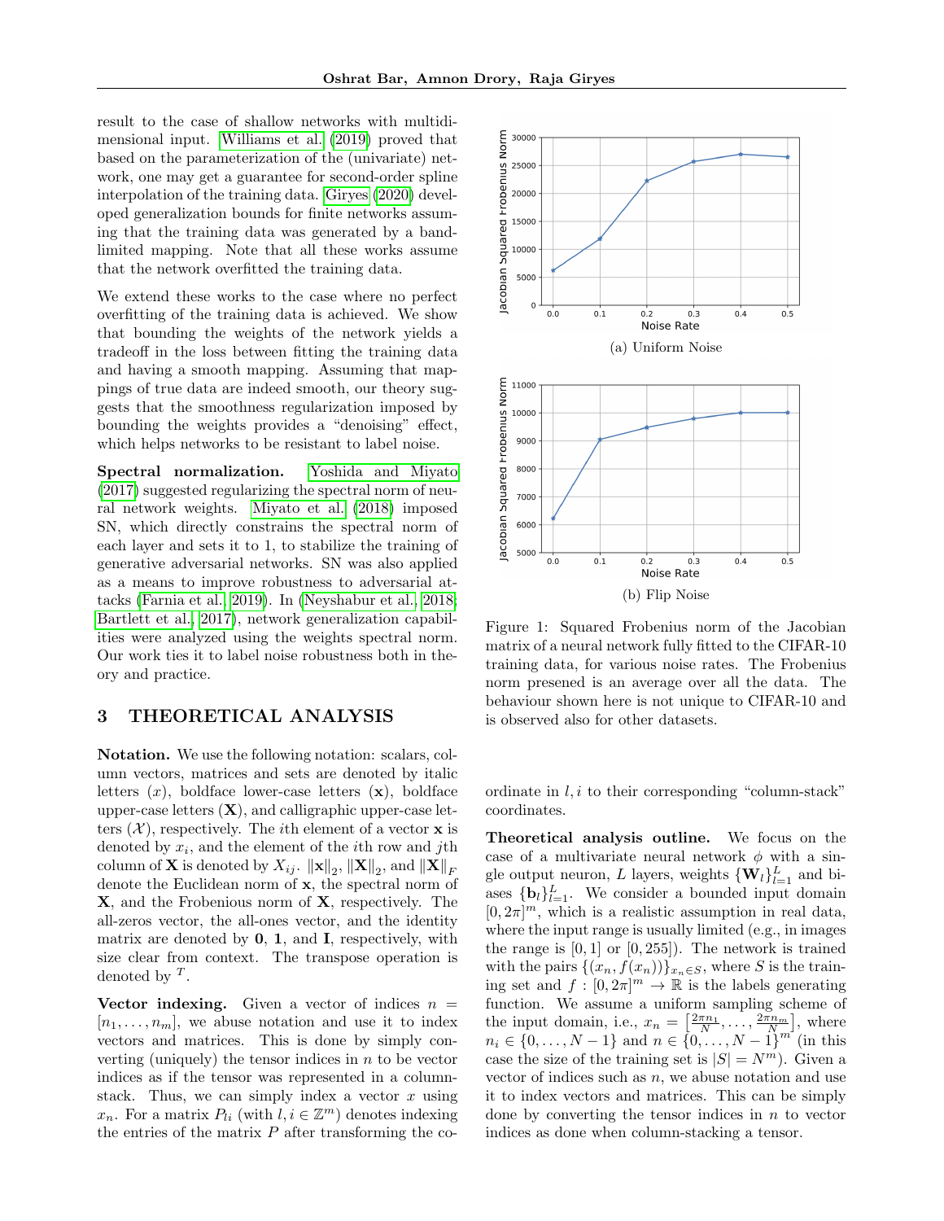result to the case of shallow networks with multidimensional input. Williams et al. (2019) proved that based on the parameterization of the (univariate) network, one may get a guarantee for second-order spline interpolation of the training data. Giryes (2020) developed generalization bounds for finite networks assuming that the training data was generated by a band-limited mapping. Note that all these works assume that the network overfitted the training data.

We extend these works to the case where no perfect overfitting of the training data is achieved. We show that bounding the weights of the network yields a tradeoff in the loss between fitting the training data and having a smooth mapping. Assuming that mappings of true data are indeed smooth, our theory suggests that the smoothness regularization imposed by bounding the weights provides a "denoising" effect, which helps networks to be resistant to label noise.

**Spectral normalization.** Yoshida and Miyato (2017) suggested regularizing the spectral norm of neural network weights. Miyato et al. (2018) imposed SN, which directly constrains the spectral norm of each layer and sets it to 1, to stabilize the training of generative adversarial networks. SN was also applied as a means to improve robustness to adversarial attacks (Farnia et al., 2019). In (Neyshabur et al., 2018; Bartlett et al., 2017), network generalization capabilities were analyzed using the weights spectral norm. Our work ties it to label noise robustness both in theory and practice.

(a) Uniform Noise

(b) Flip Noise

Figure 1: Squared Frobenius norm of the Jacobian matrix of a neural network fully fitted to the CIFAR-10 training data, for various noise rates. The Frobenius norm presened is an average over all the data. The behaviour shown here is not unique to CIFAR-10 and is observed also for other datasets.

## 3 THEORETICAL ANALYSIS

**Notation.** We use the following notation: scalars, column vectors, matrices and sets are denoted by italic letters ($x$), boldface lower-case letters ($\mathbf{x}$), boldface upper-case letters ($\mathbf{X}$), and calligraphic upper-case letters ($\mathcal{X}$), respectively. The $i$th element of a vector $\mathbf{x}$ is denoted by $x_i$, and the element of the $i$th row and $j$th column of $\mathbf{X}$ is denoted by $X_{ij}$. $\|\mathbf{x}\|_2$, $\|\mathbf{X}\|_2$, and $\|\mathbf{X}\|_F$ denote the Euclidean norm of $\mathbf{x}$, the spectral norm of $\mathbf{X}$, and the Frobenius norm of $\mathbf{X}$, respectively. The all-zeros vector, the all-ones vector, and the identity matrix are denoted by $\mathbf{0}$, $\mathbf{1}$, and $\mathbf{I}$, respectively, with size clear from context. The transpose operation is denoted by $^T$.

**Vector indexing.** Given a vector of indices $n = [n_1, \ldots, n_m]$, we abuse notation and use it to index vectors and matrices. This is done by simply converting (uniquely) the tensor indices in $n$ to be vector indices as if the tensor was represented in a column-stack. Thus, we can simply index a vector $x$ using $x_n$. For a matrix $P_{li}$ (with $l, i \in \mathbb{Z}^m$) denotes indexing the entries of the matrix $P$ after transforming the coordinate in $l, i$ to their corresponding "column-stack" coordinates.

**Theoretical analysis outline.** We focus on the case of a multivariate neural network $\phi$ with a single output neuron, $L$ layers, weights $\{\mathbf{W}_l\}_{l=1}^L$ and biases $\{\mathbf{b}_l\}_{l=1}^L$. We consider a bounded input domain $[0, 2\pi]^m$, which is a realistic assumption in real data, where the input range is usually limited (e.g., in images the range is $[0, 1]$ or $[0, 255]$). The network is trained with the pairs $\{(x_n, f(x_n))\}_{x_n \in S}$, where $S$ is the training set and $f : [0, 2\pi]^m \to \mathbb{R}$ is the labels generating function. We assume a uniform sampling scheme of the input domain, i.e., $x_n = \left[\frac{2\pi n_1}{N}, \ldots, \frac{2\pi n_m}{N}\right]$, where $n_i \in \{0, \ldots, N-1\}$ and $n \in \{0, \ldots, N-1\}^m$ (in this case the size of the training set is $|S| = N^m$). Given a vector of indices such as $n$, we abuse notation and use it to index vectors and matrices. This can be simply done by converting the tensor indices in $n$ to vector indices as done when column-stacking a tensor.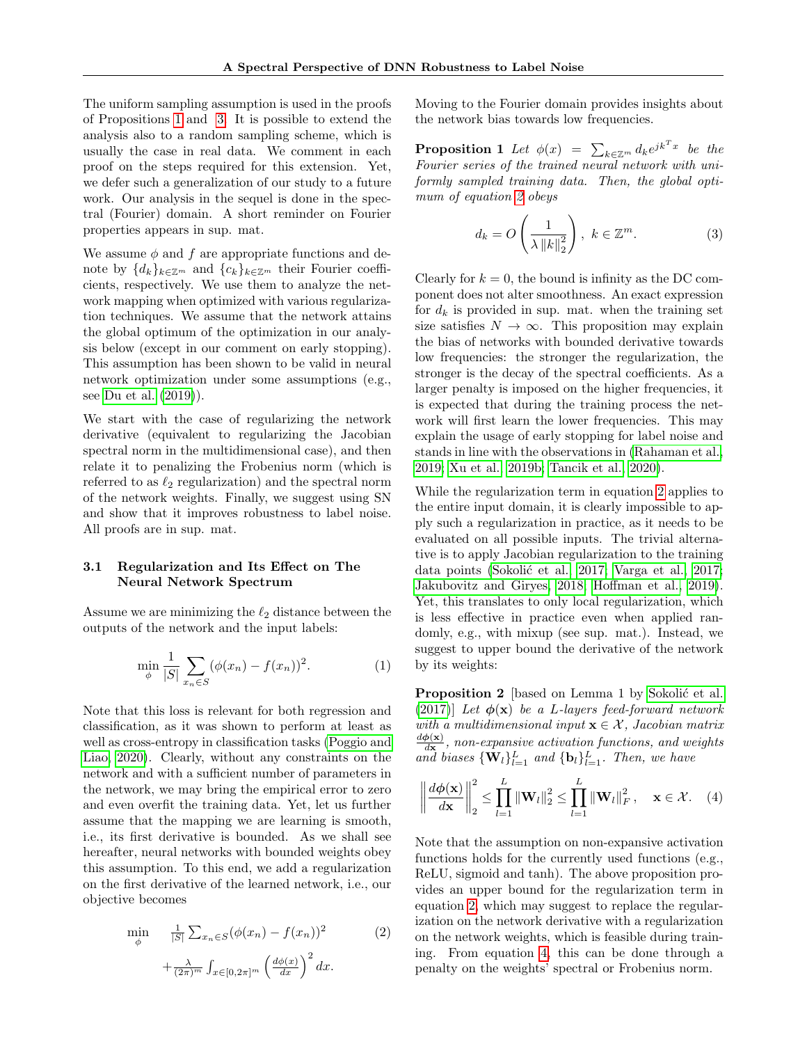The uniform sampling assumption is used in the proofs of Propositions 1 and 3. It is possible to extend the analysis also to a random sampling scheme, which is usually the case in real data. We comment in each proof on the steps required for this extension. Yet, we defer such a generalization of our study to a future work. Our analysis in the sequel is done in the spectral (Fourier) domain. A short reminder on Fourier properties appears in sup. mat.

We assume $\phi$ and $f$ are appropriate functions and denote by $\{d_k\}_{k\in\mathbb{Z}^m}$ and $\{c_k\}_{k\in\mathbb{Z}^m}$ their Fourier coefficients, respectively. We use them to analyze the network mapping when optimized with various regularization techniques. We assume that the network attains the global optimum of the optimization in our analysis below (except in our comment on early stopping). This assumption has been shown to be valid in neural network optimization under some assumptions (e.g., see Du et al. (2019)).

We start with the case of regularizing the network derivative (equivalent to regularizing the Jacobian spectral norm in the multidimensional case), and then relate it to penalizing the Frobenius norm (which is referred to as $\ell_2$ regularization) and the spectral norm of the network weights. Finally, we suggest using SN and show that it improves robustness to label noise. All proofs are in sup. mat.

### 3.1 Regularization and Its Effect on The Neural Network Spectrum

Assume we are minimizing the $\ell_2$ distance between the outputs of the network and the input labels:

$$\min_{\phi} \frac{1}{|S|} \sum_{x_n \in S} (\phi(x_n) - f(x_n))^2. \tag{1}$$

Note that this loss is relevant for both regression and classification, as it was shown to perform at least as well as cross-entropy in classification tasks (Poggio and Liao, 2020). Clearly, without any constraints on the network and with a sufficient number of parameters in the network, we may bring the empirical error to zero and even overfit the training data. Yet, let us further assume that the mapping we are learning is smooth, i.e., its first derivative is bounded. As we shall see hereafter, neural networks with bounded weights obey this assumption. To this end, we add a regularization on the first derivative of the learned network, i.e., our objective becomes

$$\begin{aligned}\min_{\phi} \quad & \tfrac{1}{|S|}\textstyle\sum_{x_n\in S}(\phi(x_n)-f(x_n))^2 \\ & +\tfrac{\lambda}{(2\pi)^m}\int_{x\in[0,2\pi]^m}\left(\tfrac{d\phi(x)}{dx}\right)^2 dx.\end{aligned} \tag{2}$$

Moving to the Fourier domain provides insights about the network bias towards low frequencies.

**Proposition 1** *Let $\phi(x) = \sum_{k\in\mathbb{Z}^m} d_k e^{jk^Tx}$ be the Fourier series of the trained neural network with uniformly sampled training data. Then, the global optimum of equation 2 obeys*

$$d_k = O\left(\frac{1}{\lambda \|k\|_2^2}\right),\ k \in \mathbb{Z}^m. \tag{3}$$

Clearly for $k=0$, the bound is infinity as the DC component does not alter smoothness. An exact expression for $d_k$ is provided in sup. mat. when the training set size satisfies $N \to \infty$. This proposition may explain the bias of networks with bounded derivative towards low frequencies: the stronger the regularization, the stronger is the decay of the spectral coefficients. As a larger penalty is imposed on the higher frequencies, it is expected that during the training process the network will first learn the lower frequencies. This may explain the usage of early stopping for label noise and stands in line with the observations in (Rahaman et al., 2019; Xu et al., 2019b; Tancik et al., 2020).

While the regularization term in equation 2 applies to the entire input domain, it is clearly impossible to apply such a regularization in practice, as it needs to be evaluated on all possible inputs. The trivial alternative is to apply Jacobian regularization to the training data points (Sokolić et al., 2017; Varga et al., 2017; Jakubovitz and Giryes, 2018; Hoffman et al., 2019). Yet, this translates to only local regularization, which is less effective in practice even when applied randomly, e.g., with mixup (see sup. mat.). Instead, we suggest to upper bound the derivative of the network by its weights:

**Proposition 2** [based on Lemma 1 by Sokolić et al. (2017)] *Let $\boldsymbol{\phi}(\mathbf{x})$ be a L-layers feed-forward network with a multidimensional input $\mathbf{x}\in\mathcal{X}$, Jacobian matrix $\frac{d\boldsymbol{\phi}(\mathbf{x})}{d\mathbf{x}}$, non-expansive activation functions, and weights and biases $\{\mathbf{W}_l\}_{l=1}^L$ and $\{\mathbf{b}_l\}_{l=1}^L$. Then, we have*

$$\left\|\frac{d\boldsymbol{\phi}(\mathbf{x})}{d\mathbf{x}}\right\|_2^2 \le \prod_{l=1}^{L}\|\mathbf{W}_l\|_2^2 \le \prod_{l=1}^{L}\|\mathbf{W}_l\|_F^2, \quad \mathbf{x}\in\mathcal{X}. \tag{4}$$

Note that the assumption on non-expansive activation functions holds for the currently used functions (e.g., ReLU, sigmoid and tanh). The above proposition provides an upper bound for the regularization term in equation 2, which may suggest to replace the regularization on the network derivative with a regularization on the network weights, which is feasible during training. From equation 4, this can be done through a penalty on the weights' spectral or Frobenius norm.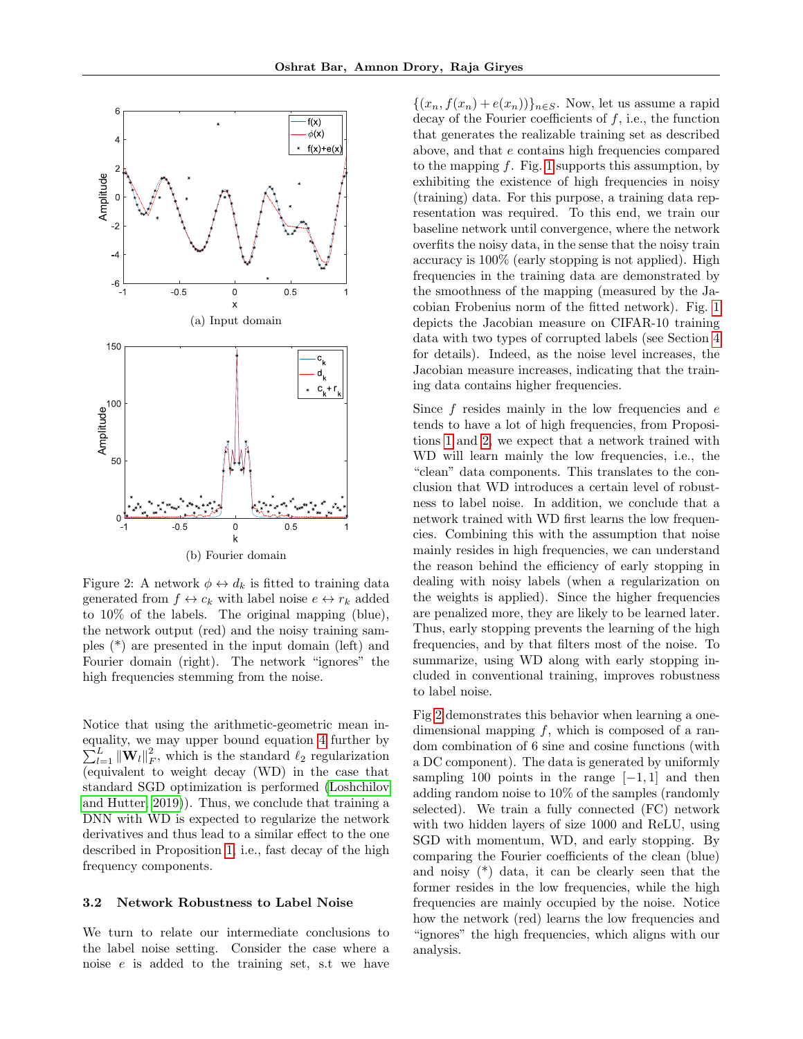Figure 2: A network $\phi \leftrightarrow d_k$ is fitted to training data generated from $f \leftrightarrow c_k$ with label noise $e \leftrightarrow r_k$ added to 10% of the labels. The original mapping (blue), the network output (red) and the noisy training samples (*) are presented in the input domain (left) and Fourier domain (right). The network "ignores" the high frequencies stemming from the noise.

(a) Input domain

(b) Fourier domain

Notice that using the arithmetic-geometric mean inequality, we may upper bound equation 4 further by $\sum_{l=1}^{L} \|\mathbf{W}_l\|_F^2$, which is the standard $\ell_2$ regularization (equivalent to weight decay (WD) in the case that standard SGD optimization is performed (Loshchilov and Hutter, 2019)). Thus, we conclude that training a DNN with WD is expected to regularize the network derivatives and thus lead to a similar effect to the one described in Proposition 1, i.e., fast decay of the high frequency components.

### 3.2 Network Robustness to Label Noise

We turn to relate our intermediate conclusions to the label noise setting. Consider the case where a noise $e$ is added to the training set, s.t we have $\{(x_n, f(x_n) + e(x_n))\}_{n \in S}$. Now, let us assume a rapid decay of the Fourier coefficients of $f$, i.e., the function that generates the realizable training set as described above, and that $e$ contains high frequencies compared to the mapping $f$. Fig. 1 supports this assumption, by exhibiting the existence of high frequencies in noisy (training) data. For this purpose, a training data representation was required. To this end, we train our baseline network until convergence, where the network overfits the noisy data, in the sense that the noisy train accuracy is 100% (early stopping is not applied). High frequencies in the training data are demonstrated by the smoothness of the mapping (measured by the Jacobian Frobenius norm of the fitted network). Fig. 1 depicts the Jacobian measure on CIFAR-10 training data with two types of corrupted labels (see Section 4 for details). Indeed, as the noise level increases, the Jacobian measure increases, indicating that the training data contains higher frequencies.

Since $f$ resides mainly in the low frequencies and $e$ tends to have a lot of high frequencies, from Propositions 1 and 2, we expect that a network trained with WD will learn mainly the low frequencies, i.e., the "clean" data components. This translates to the conclusion that WD introduces a certain level of robustness to label noise. In addition, we conclude that a network trained with WD first learns the low frequencies. Combining this with the assumption that noise mainly resides in high frequencies, we can understand the reason behind the efficiency of early stopping in dealing with noisy labels (when a regularization on the weights is applied). Since the higher frequencies are penalized more, they are likely to be learned later. Thus, early stopping prevents the learning of the high frequencies, and by that filters most of the noise. To summarize, using WD along with early stopping included in conventional training, improves robustness to label noise.

Fig 2 demonstrates this behavior when learning a one-dimensional mapping $f$, which is composed of a random combination of 6 sine and cosine functions (with a DC component). The data is generated by uniformly sampling 100 points in the range $[-1, 1]$ and then adding random noise to 10% of the samples (randomly selected). We train a fully connected (FC) network with two hidden layers of size 1000 and ReLU, using SGD with momentum, WD, and early stopping. By comparing the Fourier coefficients of the clean (blue) and noisy (*) data, it can be clearly seen that the former resides in the low frequencies, while the high frequencies are mainly occupied by the noise. Notice how the network (red) learns the low frequencies and "ignores" the high frequencies, which aligns with our analysis.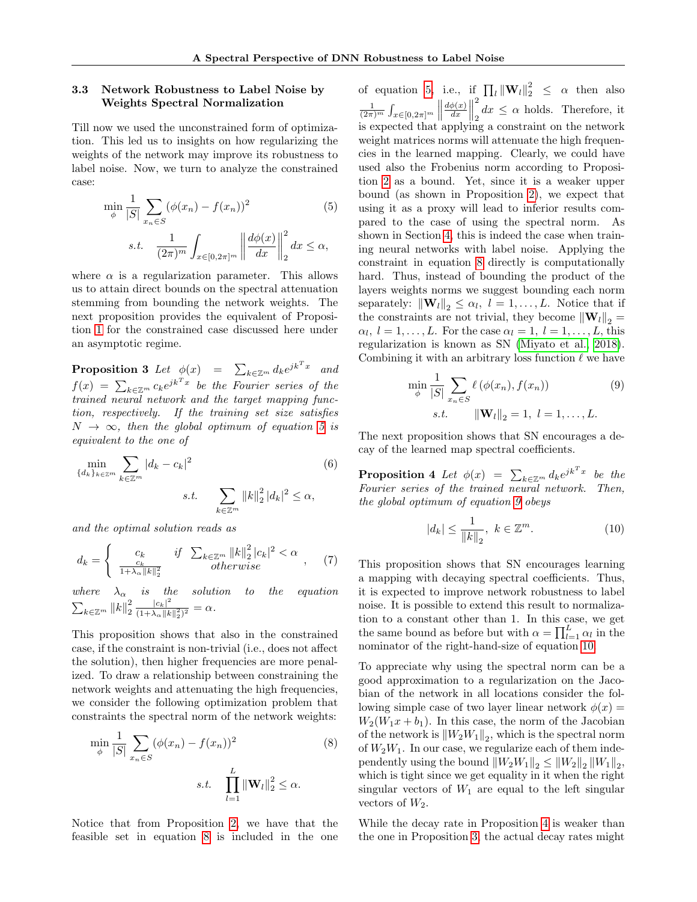### 3.3 Network Robustness to Label Noise by Weights Spectral Normalization

Till now we used the unconstrained form of optimization. This led us to insights on how regularizing the weights of the network may improve its robustness to label noise. Now, we turn to analyze the constrained case:

$$\min_{\phi} \frac{1}{|S|} \sum_{x_n \in S} (\phi(x_n) - f(x_n))^2 \tag{5}$$
$$s.t. \quad \frac{1}{(2\pi)^m} \int_{x \in [0,2\pi]^m} \left\| \frac{d\phi(x)}{dx} \right\|_2^2 dx \leq \alpha,$$

where $\alpha$ is a regularization parameter. This allows us to attain direct bounds on the spectral attenuation stemming from bounding the network weights. The next proposition provides the equivalent of Proposition 1 for the constrained case discussed here under an asymptotic regime.

**Proposition 3** *Let $\phi(x) = \sum_{k \in \mathbb{Z}^m} d_k e^{jk^T x}$ and $f(x) = \sum_{k \in \mathbb{Z}^m} c_k e^{jk^T x}$ be the Fourier series of the trained neural network and the target mapping function, respectively. If the training set size satisfies $N \to \infty$, then the global optimum of equation 5 is equivalent to the one of*

$$\min_{\{d_k\}_{k \in \mathbb{Z}^m}} \sum_{k \in \mathbb{Z}^m} |d_k - c_k|^2 \tag{6}$$
$$s.t. \quad \sum_{k \in \mathbb{Z}^m} \|k\|_2^2 |d_k|^2 \leq \alpha,$$

*and the optimal solution reads as*

$$d_k = \begin{cases} c_k & \text{if } \sum_{k \in \mathbb{Z}^m} \|k\|_2^2 |c_k|^2 < \alpha \\ \frac{c_k}{1 + \lambda_\alpha \|k\|_2^2} & \text{otherwise} \end{cases}, \tag{7}$$

*where $\lambda_\alpha$ is the solution to the equation $\sum_{k \in \mathbb{Z}^m} \|k\|_2^2 \frac{|c_k|^2}{(1+\lambda_\alpha \|k\|_2^2)^2} = \alpha$.*

This proposition shows that also in the constrained case, if the constraint is non-trivial (i.e., does not affect the solution), then higher frequencies are more penalized. To draw a relationship between constraining the network weights and attenuating the high frequencies, we consider the following optimization problem that constraints the spectral norm of the network weights:

$$\min_{\phi} \frac{1}{|S|} \sum_{x_n \in S} (\phi(x_n) - f(x_n))^2 \tag{8}$$
$$s.t. \quad \prod_{l=1}^{L} \|\mathbf{W}_l\|_2^2 \leq \alpha.$$

Notice that from Proposition 2, we have that the feasible set in equation 8 is included in the one of equation 5, i.e., if $\prod_l \|\mathbf{W}_l\|_2^2 \leq \alpha$ then also $\frac{1}{(2\pi)^m} \int_{x \in [0,2\pi]^m} \left\| \frac{d\phi(x)}{dx} \right\|_2^2 dx \leq \alpha$ holds. Therefore, it is expected that applying a constraint on the network weight matrices norms will attenuate the high frequencies in the learned mapping. Clearly, we could have used also the Frobenius norm according to Proposition 2 as a bound. Yet, since it is a weaker upper bound (as shown in Proposition 2), we expect that using it as a proxy will lead to inferior results compared to the case of using the spectral norm. As shown in Section 4, this is indeed the case when training neural networks with label noise. Applying the constraint in equation 8 directly is computationally hard. Thus, instead of bounding the product of the layers weights norms we suggest bounding each norm separately: $\|\mathbf{W}_l\|_2 \leq \alpha_l, \ l = 1, \ldots, L$. Notice that if the constraints are not trivial, they become $\|\mathbf{W}_l\|_2 = \alpha_l, \ l = 1, \ldots, L$. For the case $\alpha_l = 1, \ l = 1, \ldots, L$, this regularization is known as SN (Miyato et al., 2018). Combining it with an arbitrary loss function $\ell$ we have

$$\min_{\phi} \frac{1}{|S|} \sum_{x_n \in S} \ell(\phi(x_n), f(x_n)) \tag{9}$$
$$s.t. \quad \|\mathbf{W}_l\|_2 = 1, \ l = 1, \ldots, L.$$

The next proposition shows that SN encourages a decay of the learned map spectral coefficients.

**Proposition 4** *Let $\phi(x) = \sum_{k \in \mathbb{Z}^m} d_k e^{jk^T x}$ be the Fourier series of the trained neural network. Then, the global optimum of equation 9 obeys*

$$|d_k| \leq \frac{1}{\|k\|_2}, \ k \in \mathbb{Z}^m. \tag{10}$$

This proposition shows that SN encourages learning a mapping with decaying spectral coefficients. Thus, it is expected to improve network robustness to label noise. It is possible to extend this result to normalization to a constant other than 1. In this case, we get the same bound as before but with $\alpha = \prod_{l=1}^{L} \alpha_l$ in the nominator of the right-hand-size of equation 10.

To appreciate why using the spectral norm can be a good approximation to a regularization on the Jacobian of the network in all locations consider the following simple case of two layer linear network $\phi(x) = W_2(W_1 x + b_1)$. In this case, the norm of the Jacobian of the network is $\|W_2 W_1\|_2$, which is the spectral norm of $W_2 W_1$. In our case, we regularize each of them independently using the bound $\|W_2 W_1\|_2 \leq \|W_2\|_2 \|W_1\|_2$, which is tight since we get equality in it when the right singular vectors of $W_1$ are equal to the left singular vectors of $W_2$.

While the decay rate in Proposition 4 is weaker than the one in Proposition 3, the actual decay rates might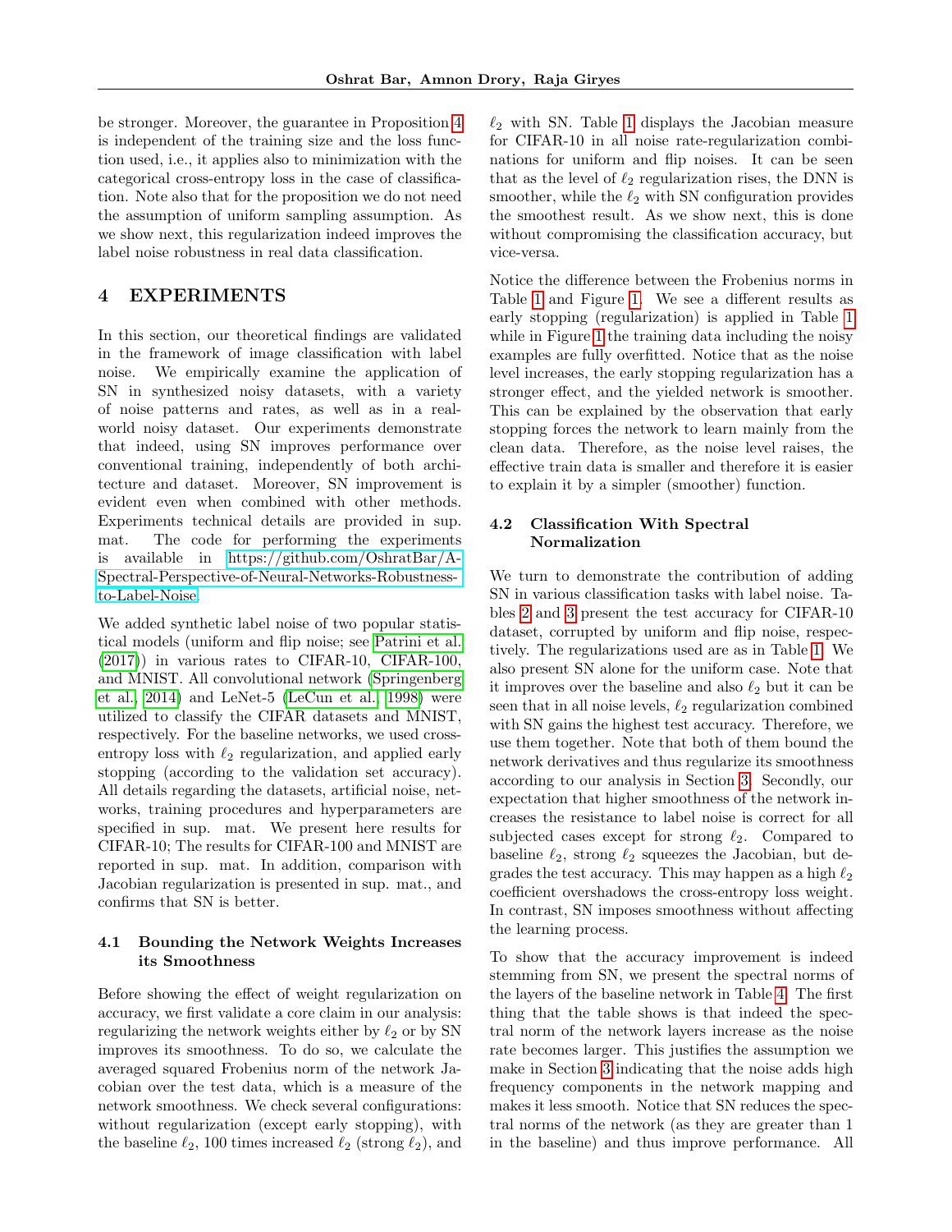be stronger. Moreover, the guarantee in Proposition 4 is independent of the training size and the loss function used, i.e., it applies also to minimization with the categorical cross-entropy loss in the case of classification. Note also that for the proposition we do not need the assumption of uniform sampling assumption. As we show next, this regularization indeed improves the label noise robustness in real data classification.

# 4 EXPERIMENTS

In this section, our theoretical findings are validated in the framework of image classification with label noise. We empirically examine the application of SN in synthesized noisy datasets, with a variety of noise patterns and rates, as well as in a real-world noisy dataset. Our experiments demonstrate that indeed, using SN improves performance over conventional training, independently of both architecture and dataset. Moreover, SN improvement is evident even when combined with other methods. Experiments technical details are provided in sup. mat. The code for performing the experiments is available in https://github.com/OshratBar/A-Spectral-Perspective-of-Neural-Networks-Robustness-to-Label-Noise.

We added synthetic label noise of two popular statistical models (uniform and flip noise; see Patrini et al. (2017)) in various rates to CIFAR-10, CIFAR-100, and MNIST. All convolutional network (Springenberg et al., 2014) and LeNet-5 (LeCun et al., 1998) were utilized to classify the CIFAR datasets and MNIST, respectively. For the baseline networks, we used cross-entropy loss with $\ell_2$ regularization, and applied early stopping (according to the validation set accuracy). All details regarding the datasets, artificial noise, networks, training procedures and hyperparameters are specified in sup. mat. We present here results for CIFAR-10; The results for CIFAR-100 and MNIST are reported in sup. mat. In addition, comparison with Jacobian regularization is presented in sup. mat., and confirms that SN is better.

## 4.1 Bounding the Network Weights Increases its Smoothness

Before showing the effect of weight regularization on accuracy, we first validate a core claim in our analysis: regularizing the network weights either by $\ell_2$ or by SN improves its smoothness. To do so, we calculate the averaged squared Frobenius norm of the network Jacobian over the test data, which is a measure of the network smoothness. We check several configurations: without regularization (except early stopping), with the baseline $\ell_2$, 100 times increased $\ell_2$ (strong $\ell_2$), and $\ell_2$ with SN. Table 1 displays the Jacobian measure for CIFAR-10 in all noise rate-regularization combinations for uniform and flip noises. It can be seen that as the level of $\ell_2$ regularization rises, the DNN is smoother, while the $\ell_2$ with SN configuration provides the smoothest result. As we show next, this is done without compromising the classification accuracy, but vice-versa.

Notice the difference between the Frobenius norms in Table 1 and Figure 1. We see a different results as early stopping (regularization) is applied in Table 1 while in Figure 1 the training data including the noisy examples are fully overfitted. Notice that as the noise level increases, the early stopping regularization has a stronger effect, and the yielded network is smoother. This can be explained by the observation that early stopping forces the network to learn mainly from the clean data. Therefore, as the noise level raises, the effective train data is smaller and therefore it is easier to explain it by a simpler (smoother) function.

## 4.2 Classification With Spectral Normalization

We turn to demonstrate the contribution of adding SN in various classification tasks with label noise. Tables 2 and 3 present the test accuracy for CIFAR-10 dataset, corrupted by uniform and flip noise, respectively. The regularizations used are as in Table 1. We also present SN alone for the uniform case. Note that it improves over the baseline and also $\ell_2$ but it can be seen that in all noise levels, $\ell_2$ regularization combined with SN gains the highest test accuracy. Therefore, we use them together. Note that both of them bound the network derivatives and thus regularize its smoothness according to our analysis in Section 3. Secondly, our expectation that higher smoothness of the network increases the resistance to label noise is correct for all subjected cases except for strong $\ell_2$. Compared to baseline $\ell_2$, strong $\ell_2$ squeezes the Jacobian, but degrades the test accuracy. This may happen as a high $\ell_2$ coefficient overshadows the cross-entropy loss weight. In contrast, SN imposes smoothness without affecting the learning process.

To show that the accuracy improvement is indeed stemming from SN, we present the spectral norms of the layers of the baseline network in Table 4. The first thing that the table shows is that indeed the spectral norm of the network layers increase as the noise rate becomes larger. This justifies the assumption we make in Section 3 indicating that the noise adds high frequency components in the network mapping and makes it less smooth. Notice that SN reduces the spectral norms of the network (as they are greater than 1 in the baseline) and thus improve performance. All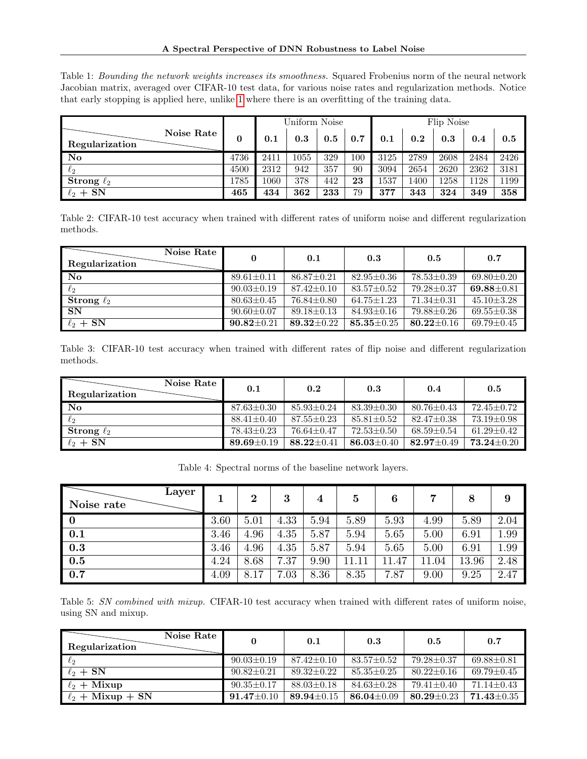Table 1: *Bounding the network weights increases its smoothness.* Squared Frobenius norm of the neural network Jacobian matrix, averaged over CIFAR-10 test data, for various noise rates and regularization methods. Notice that early stopping is applied here, unlike 1 where there is an overfitting of the training data.

| Regularization \ Noise Rate | 0 | Uniform Noise | | | | Flip Noise | | | | |
|---|---|---|---|---|---|---|---|---|---|---|
| | | **0.1** | **0.3** | **0.5** | **0.7** | **0.1** | **0.2** | **0.3** | **0.4** | **0.5** |
| **No** | 4736 | 2411 | 1055 | 329 | 100 | 3125 | 2789 | 2608 | 2484 | 2426 |
| $\ell_2$ | 4500 | 2312 | 942 | 357 | 90 | 3094 | 2654 | 2620 | 2362 | 3181 |
| **Strong** $\ell_2$ | 1785 | 1060 | 378 | 442 | **23** | 1537 | 1400 | 1258 | 1128 | 1199 |
| $\ell_2$ **+ SN** | **465** | **434** | **362** | **233** | 79 | **377** | **343** | **324** | **349** | **358** |

Table 2: CIFAR-10 test accuracy when trained with different rates of uniform noise and different regularization methods.

| Regularization \ Noise Rate | 0 | 0.1 | 0.3 | 0.5 | 0.7 |
|---|---|---|---|---|---|
| **No** | 89.61±0.11 | 86.87±0.21 | 82.95±0.36 | 78.53±0.39 | 69.80±0.20 |
| $\ell_2$ | 90.03±0.19 | 87.42±0.10 | 83.57±0.52 | 79.28±0.37 | **69.88**±0.81 |
| **Strong** $\ell_2$ | 80.63±0.45 | 76.84±0.80 | 64.75±1.23 | 71.34±0.31 | 45.10±3.28 |
| **SN** | 90.60±0.07 | 89.18±0.13 | 84.93±0.16 | 79.88±0.26 | 69.55±0.38 |
| $\ell_2$ **+ SN** | **90.82**±0.21 | **89.32**±0.22 | **85.35**±0.25 | **80.22**±0.16 | 69.79±0.45 |

Table 3: CIFAR-10 test accuracy when trained with different rates of flip noise and different regularization methods.

| Regularization \ Noise Rate | 0.1 | 0.2 | 0.3 | 0.4 | 0.5 |
|---|---|---|---|---|---|
| **No** | 87.63±0.30 | 85.93±0.24 | 83.39±0.30 | 80.76±0.43 | 72.45±0.72 |
| $\ell_2$ | 88.41±0.40 | 87.55±0.23 | 85.81±0.52 | 82.47±0.38 | 73.19±0.98 |
| **Strong** $\ell_2$ | 78.43±0.23 | 76.64±0.47 | 72.53±0.50 | 68.59±0.54 | 61.29±0.42 |
| $\ell_2$ **+ SN** | **89.69**±0.19 | **88.22**±0.41 | **86.03**±0.40 | **82.97**±0.49 | **73.24**±0.20 |

Table 4: Spectral norms of the baseline network layers.

| Noise rate \ Layer | 1 | 2 | 3 | 4 | 5 | 6 | 7 | 8 | 9 |
|---|---|---|---|---|---|---|---|---|---|
| **0** | 3.60 | 5.01 | 4.33 | 5.94 | 5.89 | 5.93 | 4.99 | 5.89 | 2.04 |
| **0.1** | 3.46 | 4.96 | 4.35 | 5.87 | 5.94 | 5.65 | 5.00 | 6.91 | 1.99 |
| **0.3** | 3.46 | 4.96 | 4.35 | 5.87 | 5.94 | 5.65 | 5.00 | 6.91 | 1.99 |
| **0.5** | 4.24 | 8.68 | 7.37 | 9.90 | 11.11 | 11.47 | 11.04 | 13.96 | 2.48 |
| **0.7** | 4.09 | 8.17 | 7.03 | 8.36 | 8.35 | 7.87 | 9.00 | 9.25 | 2.47 |

Table 5: *SN combined with mixup.* CIFAR-10 test accuracy when trained with different rates of uniform noise, using SN and mixup.

| Regularization \ Noise Rate | 0 | 0.1 | 0.3 | 0.5 | 0.7 |
|---|---|---|---|---|---|
| $\ell_2$ | 90.03±0.19 | 87.42±0.10 | 83.57±0.52 | 79.28±0.37 | 69.88±0.81 |
| $\ell_2$ **+ SN** | 90.82±0.21 | 89.32±0.22 | 85.35±0.25 | 80.22±0.16 | 69.79±0.45 |
| $\ell_2$ **+ Mixup** | 90.35±0.17 | 88.03±0.18 | 84.63±0.28 | 79.41±0.40 | 71.14±0.43 |
| $\ell_2$ **+ Mixup + SN** | **91.47**±0.10 | **89.94**±0.15 | **86.04**±0.09 | **80.29**±0.23 | **71.43**±0.35 |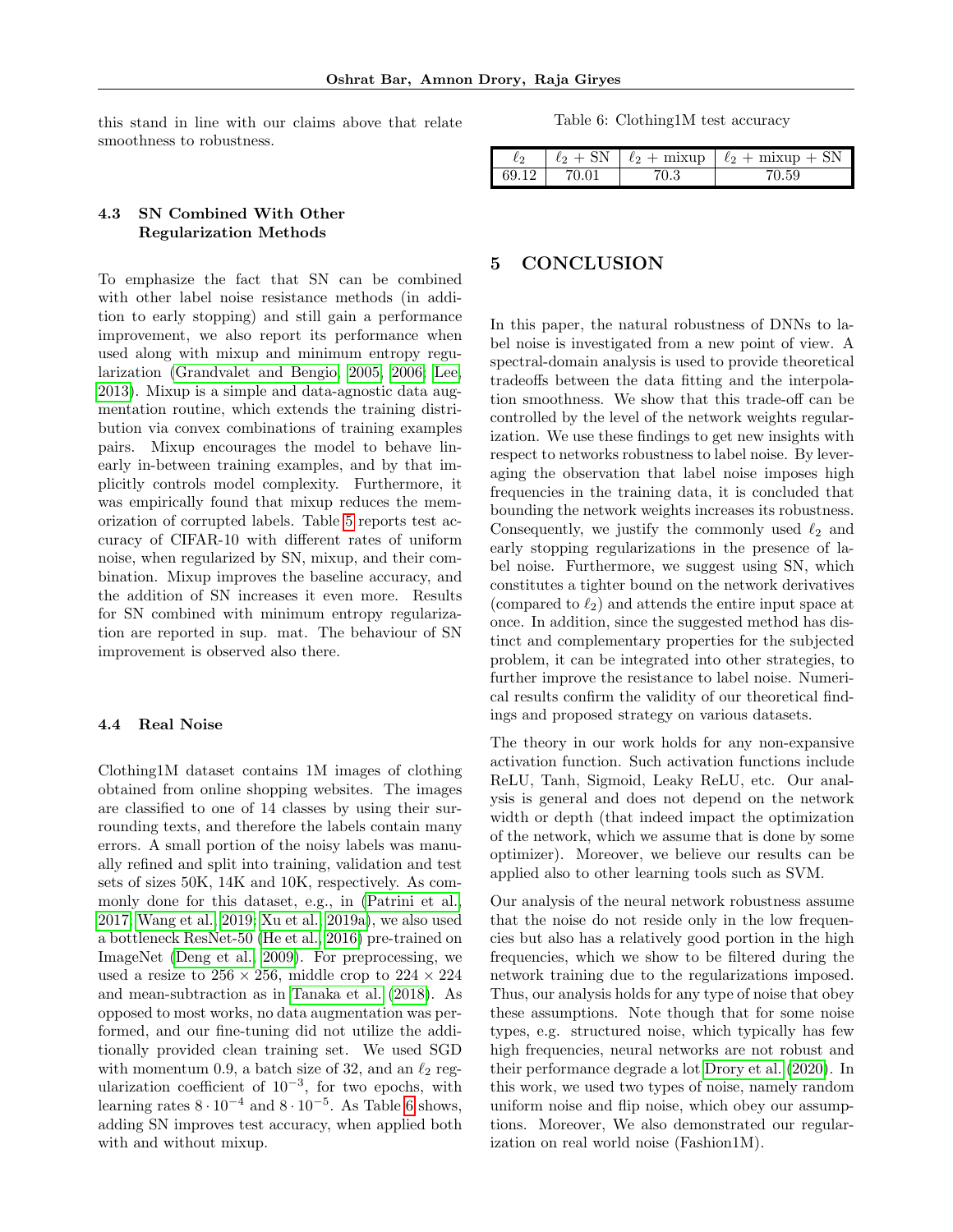this stand in line with our claims above that relate smoothness to robustness.

### 4.3 SN Combined With Other Regularization Methods

To emphasize the fact that SN can be combined with other label noise resistance methods (in addition to early stopping) and still gain a performance improvement, we also report its performance when used along with mixup and minimum entropy regularization (Grandvalet and Bengio, 2005, 2006; Lee, 2013). Mixup is a simple and data-agnostic data augmentation routine, which extends the training distribution via convex combinations of training examples pairs. Mixup encourages the model to behave linearly in-between training examples, and by that implicitly controls model complexity. Furthermore, it was empirically found that mixup reduces the memorization of corrupted labels. Table 5 reports test accuracy of CIFAR-10 with different rates of uniform noise, when regularized by SN, mixup, and their combination. Mixup improves the baseline accuracy, and the addition of SN increases it even more. Results for SN combined with minimum entropy regularization are reported in sup. mat. The behaviour of SN improvement is observed also there.

### 4.4 Real Noise

Clothing1M dataset contains 1M images of clothing obtained from online shopping websites. The images are classified to one of 14 classes by using their surrounding texts, and therefore the labels contain many errors. A small portion of the noisy labels was manually refined and split into training, validation and test sets of sizes 50K, 14K and 10K, respectively. As commonly done for this dataset, e.g., in (Patrini et al., 2017; Wang et al., 2019; Xu et al., 2019a), we also used a bottleneck ResNet-50 (He et al., 2016) pre-trained on ImageNet (Deng et al., 2009). For preprocessing, we used a resize to $256 \times 256$, middle crop to $224 \times 224$ and mean-subtraction as in Tanaka et al. (2018). As opposed to most works, no data augmentation was performed, and our fine-tuning did not utilize the additionally provided clean training set. We used SGD with momentum 0.9, a batch size of 32, and an $\ell_2$ regularization coefficient of $10^{-3}$, for two epochs, with learning rates $8 \cdot 10^{-4}$ and $8 \cdot 10^{-5}$. As Table 6 shows, adding SN improves test accuracy, when applied both with and without mixup.

Table 6: Clothing1M test accuracy

| $\ell_2$ | $\ell_2$ + SN | $\ell_2$ + mixup | $\ell_2$ + mixup + SN |
|---|---|---|---|
| 69.12 | 70.01 | 70.3 | 70.59 |

## 5 CONCLUSION

In this paper, the natural robustness of DNNs to label noise is investigated from a new point of view. A spectral-domain analysis is used to provide theoretical tradeoffs between the data fitting and the interpolation smoothness. We show that this trade-off can be controlled by the level of the network weights regularization. We use these findings to get new insights with respect to networks robustness to label noise. By leveraging the observation that label noise imposes high frequencies in the training data, it is concluded that bounding the network weights increases its robustness. Consequently, we justify the commonly used $\ell_2$ and early stopping regularizations in the presence of label noise. Furthermore, we suggest using SN, which constitutes a tighter bound on the network derivatives (compared to $\ell_2$) and attends the entire input space at once. In addition, since the suggested method has distinct and complementary properties for the subjected problem, it can be integrated into other strategies, to further improve the resistance to label noise. Numerical results confirm the validity of our theoretical findings and proposed strategy on various datasets.

The theory in our work holds for any non-expansive activation function. Such activation functions include ReLU, Tanh, Sigmoid, Leaky ReLU, etc. Our analysis is general and does not depend on the network width or depth (that indeed impact the optimization of the network, which we assume that is done by some optimizer). Moreover, we believe our results can be applied also to other learning tools such as SVM.

Our analysis of the neural network robustness assume that the noise do not reside only in the low frequencies but also has a relatively good portion in the high frequencies, which we show to be filtered during the network training due to the regularizations imposed. Thus, our analysis holds for any type of noise that obey these assumptions. Note though that for some noise types, e.g. structured noise, which typically has few high frequencies, neural networks are not robust and their performance degrade a lot Drory et al. (2020). In this work, we used two types of noise, namely random uniform noise and flip noise, which obey our assumptions. Moreover, We also demonstrated our regularization on real world noise (Fashion1M).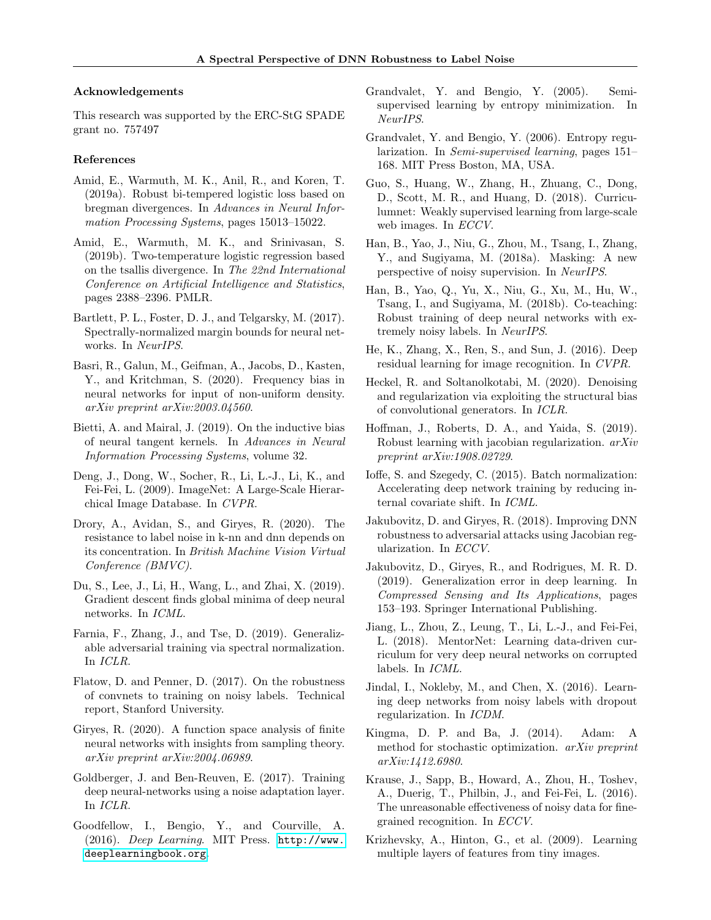### Acknowledgements

This research was supported by the ERC-StG SPADE grant no. 757497

### References

Amid, E., Warmuth, M. K., Anil, R., and Koren, T. (2019a). Robust bi-tempered logistic loss based on bregman divergences. In *Advances in Neural Information Processing Systems*, pages 15013–15022.

Amid, E., Warmuth, M. K., and Srinivasan, S. (2019b). Two-temperature logistic regression based on the tsallis divergence. In *The 22nd International Conference on Artificial Intelligence and Statistics*, pages 2388–2396. PMLR.

Bartlett, P. L., Foster, D. J., and Telgarsky, M. (2017). Spectrally-normalized margin bounds for neural networks. In *NeurIPS*.

Basri, R., Galun, M., Geifman, A., Jacobs, D., Kasten, Y., and Kritchman, S. (2020). Frequency bias in neural networks for input of non-uniform density. *arXiv preprint arXiv:2003.04560*.

Bietti, A. and Mairal, J. (2019). On the inductive bias of neural tangent kernels. In *Advances in Neural Information Processing Systems*, volume 32.

Deng, J., Dong, W., Socher, R., Li, L.-J., Li, K., and Fei-Fei, L. (2009). ImageNet: A Large-Scale Hierarchical Image Database. In *CVPR*.

Drory, A., Avidan, S., and Giryes, R. (2020). The resistance to label noise in k-nn and dnn depends on its concentration. In *British Machine Vision Virtual Conference (BMVC)*.

Du, S., Lee, J., Li, H., Wang, L., and Zhai, X. (2019). Gradient descent finds global minima of deep neural networks. In *ICML*.

Farnia, F., Zhang, J., and Tse, D. (2019). Generalizable adversarial training via spectral normalization. In *ICLR*.

Flatow, D. and Penner, D. (2017). On the robustness of convnets to training on noisy labels. Technical report, Stanford University.

Giryes, R. (2020). A function space analysis of finite neural networks with insights from sampling theory. *arXiv preprint arXiv:2004.06989*.

Goldberger, J. and Ben-Reuven, E. (2017). Training deep neural-networks using a noise adaptation layer. In *ICLR*.

Goodfellow, I., Bengio, Y., and Courville, A. (2016). *Deep Learning*. MIT Press. http://www.deeplearningbook.org.

Grandvalet, Y. and Bengio, Y. (2005). Semi-supervised learning by entropy minimization. In *NeurIPS*.

Grandvalet, Y. and Bengio, Y. (2006). Entropy regularization. In *Semi-supervised learning*, pages 151–168. MIT Press Boston, MA, USA.

Guo, S., Huang, W., Zhang, H., Zhuang, C., Dong, D., Scott, M. R., and Huang, D. (2018). Curriculumnet: Weakly supervised learning from large-scale web images. In *ECCV*.

Han, B., Yao, J., Niu, G., Zhou, M., Tsang, I., Zhang, Y., and Sugiyama, M. (2018a). Masking: A new perspective of noisy supervision. In *NeurIPS*.

Han, B., Yao, Q., Yu, X., Niu, G., Xu, M., Hu, W., Tsang, I., and Sugiyama, M. (2018b). Co-teaching: Robust training of deep neural networks with extremely noisy labels. In *NeurIPS*.

He, K., Zhang, X., Ren, S., and Sun, J. (2016). Deep residual learning for image recognition. In *CVPR*.

Heckel, R. and Soltanolkotabi, M. (2020). Denoising and regularization via exploiting the structural bias of convolutional generators. In *ICLR*.

Hoffman, J., Roberts, D. A., and Yaida, S. (2019). Robust learning with jacobian regularization. *arXiv preprint arXiv:1908.02729*.

Ioffe, S. and Szegedy, C. (2015). Batch normalization: Accelerating deep network training by reducing internal covariate shift. In *ICML*.

Jakubovitz, D. and Giryes, R. (2018). Improving DNN robustness to adversarial attacks using Jacobian regularization. In *ECCV*.

Jakubovitz, D., Giryes, R., and Rodrigues, M. R. D. (2019). Generalization error in deep learning. In *Compressed Sensing and Its Applications*, pages 153–193. Springer International Publishing.

Jiang, L., Zhou, Z., Leung, T., Li, L.-J., and Fei-Fei, L. (2018). MentorNet: Learning data-driven curriculum for very deep neural networks on corrupted labels. In *ICML*.

Jindal, I., Nokleby, M., and Chen, X. (2016). Learning deep networks from noisy labels with dropout regularization. In *ICDM*.

Kingma, D. P. and Ba, J. (2014). Adam: A method for stochastic optimization. *arXiv preprint arXiv:1412.6980*.

Krause, J., Sapp, B., Howard, A., Zhou, H., Toshev, A., Duerig, T., Philbin, J., and Fei-Fei, L. (2016). The unreasonable effectiveness of noisy data for fine-grained recognition. In *ECCV*.

Krizhevsky, A., Hinton, G., et al. (2009). Learning multiple layers of features from tiny images.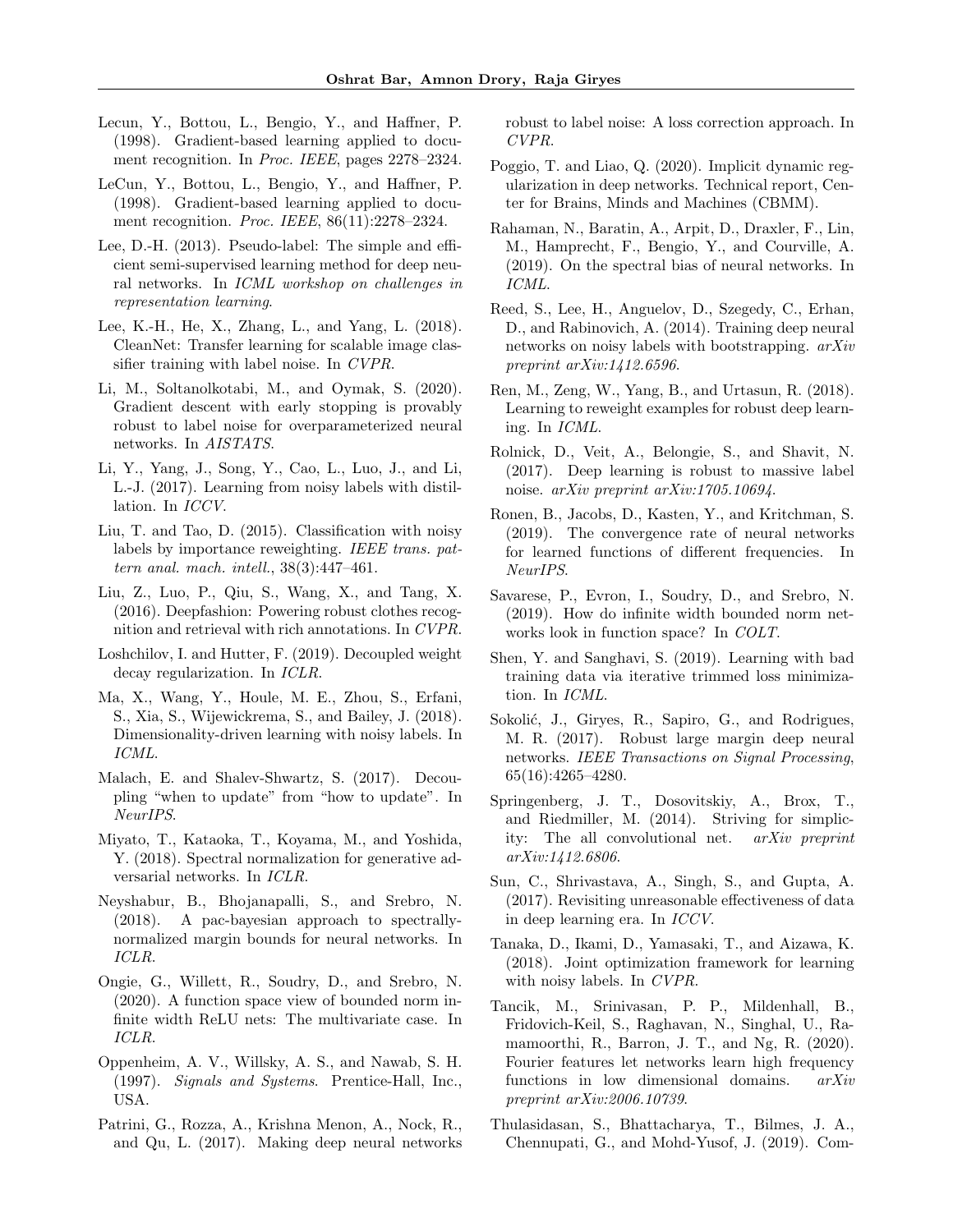Lecun, Y., Bottou, L., Bengio, Y., and Haffner, P. (1998). Gradient-based learning applied to document recognition. In *Proc. IEEE*, pages 2278–2324.

LeCun, Y., Bottou, L., Bengio, Y., and Haffner, P. (1998). Gradient-based learning applied to document recognition. *Proc. IEEE*, 86(11):2278–2324.

Lee, D.-H. (2013). Pseudo-label: The simple and efficient semi-supervised learning method for deep neural networks. In *ICML workshop on challenges in representation learning*.

Lee, K.-H., He, X., Zhang, L., and Yang, L. (2018). CleanNet: Transfer learning for scalable image classifier training with label noise. In *CVPR*.

Li, M., Soltanolkotabi, M., and Oymak, S. (2020). Gradient descent with early stopping is provably robust to label noise for overparameterized neural networks. In *AISTATS*.

Li, Y., Yang, J., Song, Y., Cao, L., Luo, J., and Li, L.-J. (2017). Learning from noisy labels with distillation. In *ICCV*.

Liu, T. and Tao, D. (2015). Classification with noisy labels by importance reweighting. *IEEE trans. pattern anal. mach. intell.*, 38(3):447–461.

Liu, Z., Luo, P., Qiu, S., Wang, X., and Tang, X. (2016). Deepfashion: Powering robust clothes recognition and retrieval with rich annotations. In *CVPR*.

Loshchilov, I. and Hutter, F. (2019). Decoupled weight decay regularization. In *ICLR*.

Ma, X., Wang, Y., Houle, M. E., Zhou, S., Erfani, S., Xia, S., Wijewickrema, S., and Bailey, J. (2018). Dimensionality-driven learning with noisy labels. In *ICML*.

Malach, E. and Shalev-Shwartz, S. (2017). Decoupling "when to update" from "how to update". In *NeurIPS*.

Miyato, T., Kataoka, T., Koyama, M., and Yoshida, Y. (2018). Spectral normalization for generative adversarial networks. In *ICLR*.

Neyshabur, B., Bhojanapalli, S., and Srebro, N. (2018). A pac-bayesian approach to spectrally-normalized margin bounds for neural networks. In *ICLR*.

Ongie, G., Willett, R., Soudry, D., and Srebro, N. (2020). A function space view of bounded norm infinite width ReLU nets: The multivariate case. In *ICLR*.

Oppenheim, A. V., Willsky, A. S., and Nawab, S. H. (1997). *Signals and Systems*. Prentice-Hall, Inc., USA.

Patrini, G., Rozza, A., Krishna Menon, A., Nock, R., and Qu, L. (2017). Making deep neural networks robust to label noise: A loss correction approach. In *CVPR*.

Poggio, T. and Liao, Q. (2020). Implicit dynamic regularization in deep networks. Technical report, Center for Brains, Minds and Machines (CBMM).

Rahaman, N., Baratin, A., Arpit, D., Draxler, F., Lin, M., Hamprecht, F., Bengio, Y., and Courville, A. (2019). On the spectral bias of neural networks. In *ICML*.

Reed, S., Lee, H., Anguelov, D., Szegedy, C., Erhan, D., and Rabinovich, A. (2014). Training deep neural networks on noisy labels with bootstrapping. *arXiv preprint arXiv:1412.6596*.

Ren, M., Zeng, W., Yang, B., and Urtasun, R. (2018). Learning to reweight examples for robust deep learning. In *ICML*.

Rolnick, D., Veit, A., Belongie, S., and Shavit, N. (2017). Deep learning is robust to massive label noise. *arXiv preprint arXiv:1705.10694*.

Ronen, B., Jacobs, D., Kasten, Y., and Kritchman, S. (2019). The convergence rate of neural networks for learned functions of different frequencies. In *NeurIPS*.

Savarese, P., Evron, I., Soudry, D., and Srebro, N. (2019). How do infinite width bounded norm networks look in function space? In *COLT*.

Shen, Y. and Sanghavi, S. (2019). Learning with bad training data via iterative trimmed loss minimization. In *ICML*.

Sokolić, J., Giryes, R., Sapiro, G., and Rodrigues, M. R. (2017). Robust large margin deep neural networks. *IEEE Transactions on Signal Processing*, 65(16):4265–4280.

Springenberg, J. T., Dosovitskiy, A., Brox, T., and Riedmiller, M. (2014). Striving for simplicity: The all convolutional net. *arXiv preprint arXiv:1412.6806*.

Sun, C., Shrivastava, A., Singh, S., and Gupta, A. (2017). Revisiting unreasonable effectiveness of data in deep learning era. In *ICCV*.

Tanaka, D., Ikami, D., Yamasaki, T., and Aizawa, K. (2018). Joint optimization framework for learning with noisy labels. In *CVPR*.

Tancik, M., Srinivasan, P. P., Mildenhall, B., Fridovich-Keil, S., Raghavan, N., Singhal, U., Ramamoorthi, R., Barron, J. T., and Ng, R. (2020). Fourier features let networks learn high frequency functions in low dimensional domains. *arXiv preprint arXiv:2006.10739*.

Thulasidasan, S., Bhattacharya, T., Bilmes, J. A., Chennupati, G., and Mohd-Yusof, J. (2019). Com-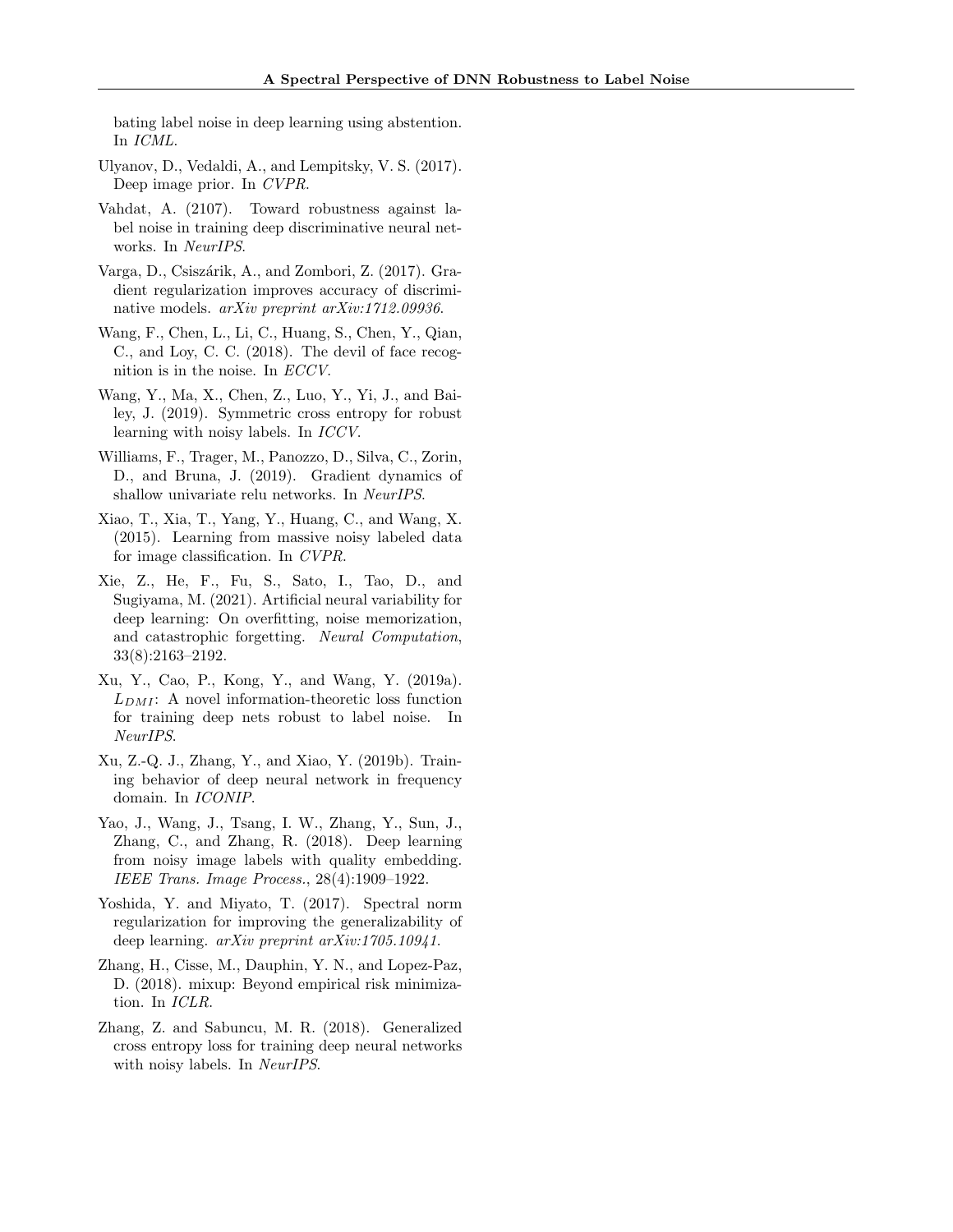bating label noise in deep learning using abstention. In *ICML*.

Ulyanov, D., Vedaldi, A., and Lempitsky, V. S. (2017). Deep image prior. In *CVPR*.

Vahdat, A. (2107). Toward robustness against label noise in training deep discriminative neural networks. In *NeurIPS*.

Varga, D., Csiszárik, A., and Zombori, Z. (2017). Gradient regularization improves accuracy of discriminative models. *arXiv preprint arXiv:1712.09936*.

Wang, F., Chen, L., Li, C., Huang, S., Chen, Y., Qian, C., and Loy, C. C. (2018). The devil of face recognition is in the noise. In *ECCV*.

Wang, Y., Ma, X., Chen, Z., Luo, Y., Yi, J., and Bailey, J. (2019). Symmetric cross entropy for robust learning with noisy labels. In *ICCV*.

Williams, F., Trager, M., Panozzo, D., Silva, C., Zorin, D., and Bruna, J. (2019). Gradient dynamics of shallow univariate relu networks. In *NeurIPS*.

Xiao, T., Xia, T., Yang, Y., Huang, C., and Wang, X. (2015). Learning from massive noisy labeled data for image classification. In *CVPR*.

Xie, Z., He, F., Fu, S., Sato, I., Tao, D., and Sugiyama, M. (2021). Artificial neural variability for deep learning: On overfitting, noise memorization, and catastrophic forgetting. *Neural Computation*, 33(8):2163–2192.

Xu, Y., Cao, P., Kong, Y., and Wang, Y. (2019a). $L_{DMI}$: A novel information-theoretic loss function for training deep nets robust to label noise. In *NeurIPS*.

Xu, Z.-Q. J., Zhang, Y., and Xiao, Y. (2019b). Training behavior of deep neural network in frequency domain. In *ICONIP*.

Yao, J., Wang, J., Tsang, I. W., Zhang, Y., Sun, J., Zhang, C., and Zhang, R. (2018). Deep learning from noisy image labels with quality embedding. *IEEE Trans. Image Process.*, 28(4):1909–1922.

Yoshida, Y. and Miyato, T. (2017). Spectral norm regularization for improving the generalizability of deep learning. *arXiv preprint arXiv:1705.10941*.

Zhang, H., Cisse, M., Dauphin, Y. N., and Lopez-Paz, D. (2018). mixup: Beyond empirical risk minimization. In *ICLR*.

Zhang, Z. and Sabuncu, M. R. (2018). Generalized cross entropy loss for training deep neural networks with noisy labels. In *NeurIPS*.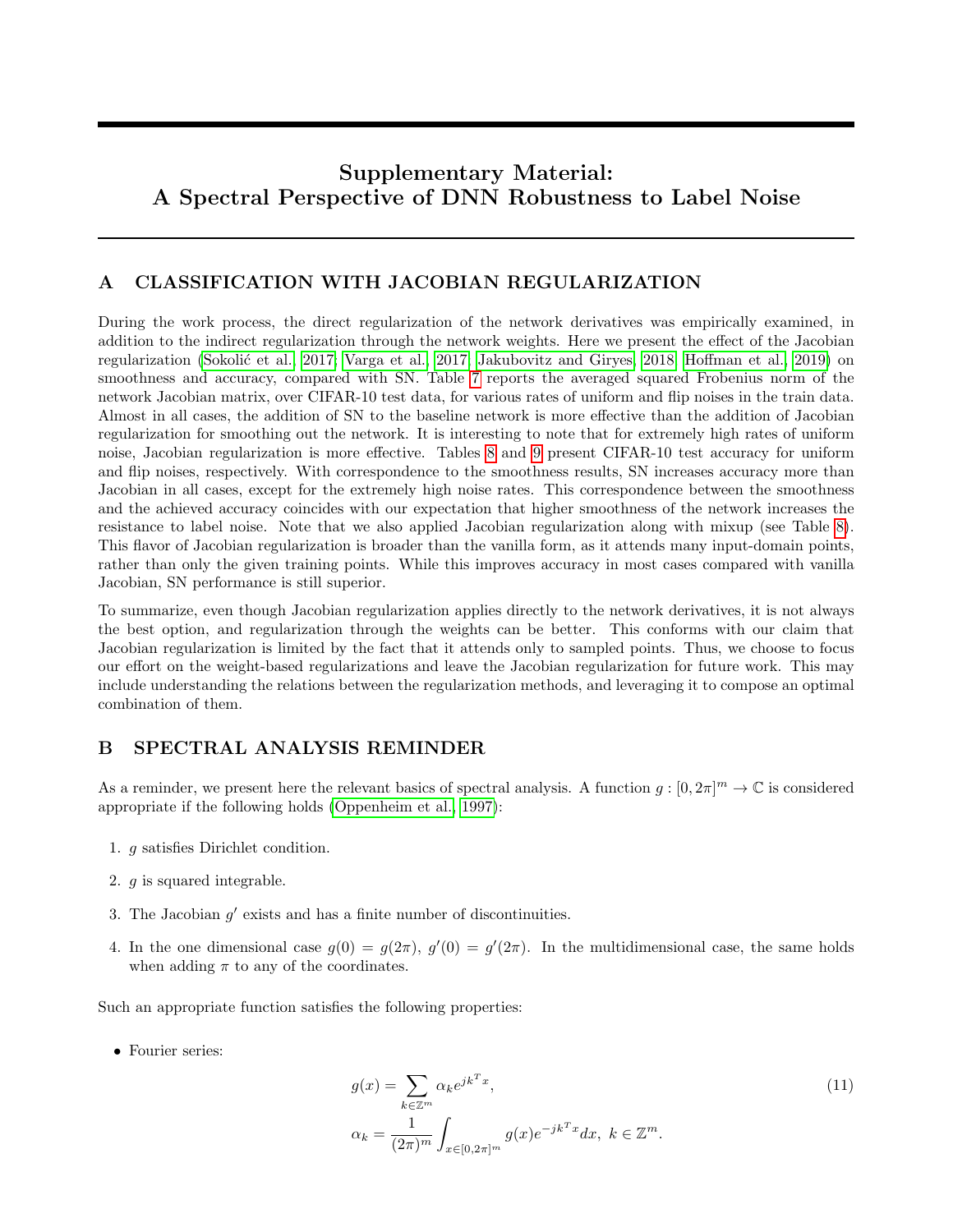# Supplementary Material: A Spectral Perspective of DNN Robustness to Label Noise

## A CLASSIFICATION WITH JACOBIAN REGULARIZATION

During the work process, the direct regularization of the network derivatives was empirically examined, in addition to the indirect regularization through the network weights. Here we present the effect of the Jacobian regularization (Sokolić et al., 2017; Varga et al., 2017; Jakubovitz and Giryes, 2018; Hoffman et al., 2019) on smoothness and accuracy, compared with SN. Table 7 reports the averaged squared Frobenius norm of the network Jacobian matrix, over CIFAR-10 test data, for various rates of uniform and flip noises in the train data. Almost in all cases, the addition of SN to the baseline network is more effective than the addition of Jacobian regularization for smoothing out the network. It is interesting to note that for extremely high rates of uniform noise, Jacobian regularization is more effective. Tables 8 and 9 present CIFAR-10 test accuracy for uniform and flip noises, respectively. With correspondence to the smoothness results, SN increases accuracy more than Jacobian in all cases, except for the extremely high noise rates. This correspondence between the smoothness and the achieved accuracy coincides with our expectation that higher smoothness of the network increases the resistance to label noise. Note that we also applied Jacobian regularization along with mixup (see Table 8). This flavor of Jacobian regularization is broader than the vanilla form, as it attends many input-domain points, rather than only the given training points. While this improves accuracy in most cases compared with vanilla Jacobian, SN performance is still superior.

To summarize, even though Jacobian regularization applies directly to the network derivatives, it is not always the best option, and regularization through the weights can be better. This conforms with our claim that Jacobian regularization is limited by the fact that it attends only to sampled points. Thus, we choose to focus our effort on the weight-based regularizations and leave the Jacobian regularization for future work. This may include understanding the relations between the regularization methods, and leveraging it to compose an optimal combination of them.

## B SPECTRAL ANALYSIS REMINDER

As a reminder, we present here the relevant basics of spectral analysis. A function $g : [0, 2\pi]^m \to \mathbb{C}$ is considered appropriate if the following holds (Oppenheim et al., 1997):

1. $g$ satisfies Dirichlet condition.
2. $g$ is squared integrable.
3. The Jacobian $g'$ exists and has a finite number of discontinuities.
4. In the one dimensional case $g(0) = g(2\pi)$, $g'(0) = g'(2\pi)$. In the multidimensional case, the same holds when adding $\pi$ to any of the coordinates.

Such an appropriate function satisfies the following properties:

- Fourier series:

$$
\begin{aligned}
g(x) &= \sum_{k \in \mathbb{Z}^m} \alpha_k e^{jk^T x}, \\
\alpha_k &= \frac{1}{(2\pi)^m} \int_{x \in [0,2\pi]^m} g(x) e^{-jk^T x} dx, \ k \in \mathbb{Z}^m.
\end{aligned}
\tag{11}
$$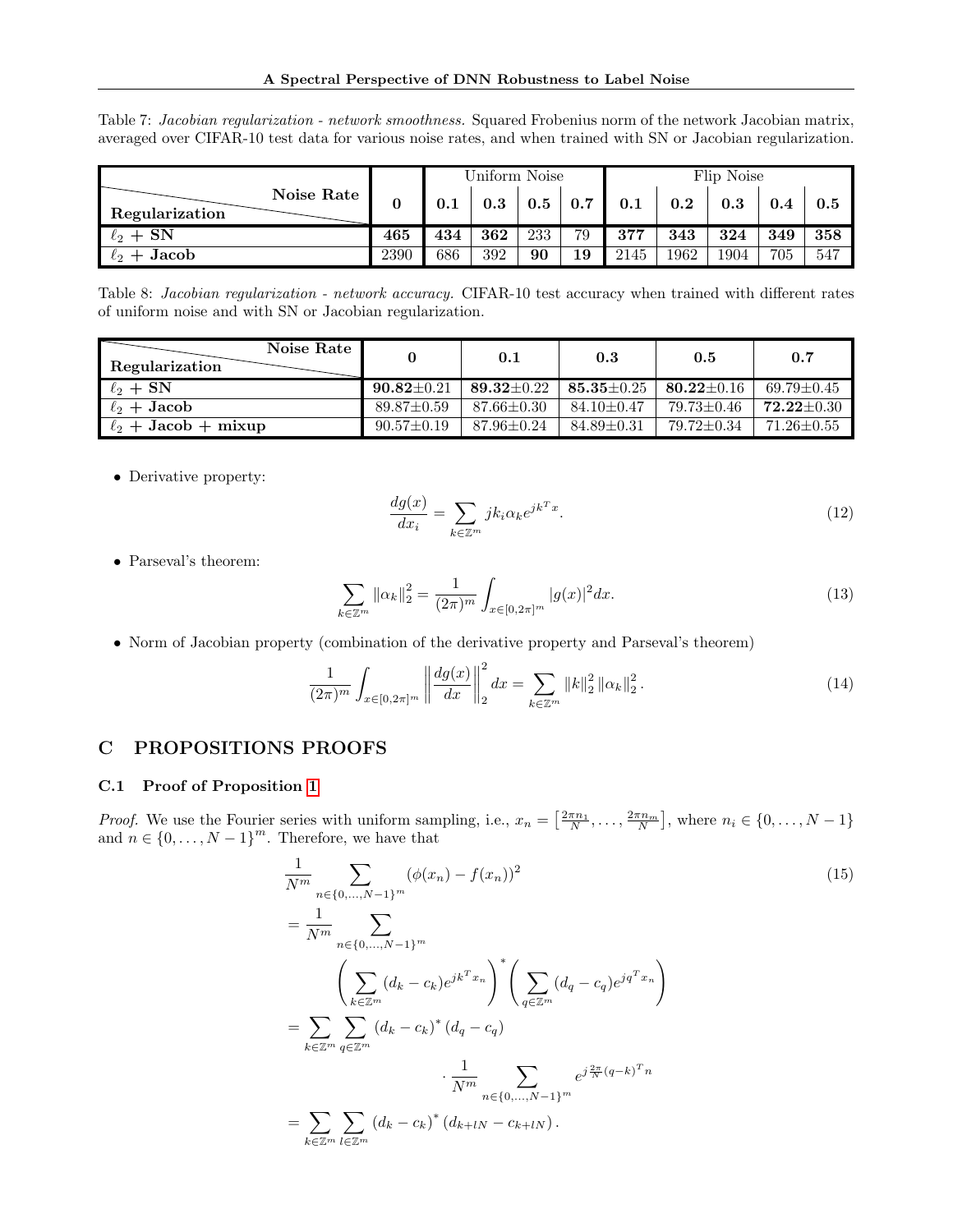Table 7: *Jacobian regularization - network smoothness.* Squared Frobenius norm of the network Jacobian matrix, averaged over CIFAR-10 test data for various noise rates, and when trained with SN or Jacobian regularization.

| Regularization \ Noise Rate | 0 | Uniform Noise | | | | Flip Noise | | | | |
|---|---|---|---|---|---|---|---|---|---|---|
| | | **0.1** | **0.3** | **0.5** | **0.7** | **0.1** | **0.2** | **0.3** | **0.4** | **0.5** |
| $\ell_2$ + **SN** | **465** | **434** | **362** | 233 | 79 | **377** | **343** | **324** | **349** | **358** |
| $\ell_2$ + **Jacob** | 2390 | 686 | 392 | **90** | **19** | 2145 | 1962 | 1904 | 705 | 547 |

Table 8: *Jacobian regularization - network accuracy.* CIFAR-10 test accuracy when trained with different rates of uniform noise and with SN or Jacobian regularization.

| Regularization \ Noise Rate | 0 | 0.1 | 0.3 | 0.5 | 0.7 |
|---|---|---|---|---|---|
| $\ell_2$ + **SN** | **90.82**±0.21 | **89.32**±0.22 | **85.35**±0.25 | **80.22**±0.16 | 69.79±0.45 |
| $\ell_2$ + **Jacob** | 89.87±0.59 | 87.66±0.30 | 84.10±0.47 | 79.73±0.46 | **72.22**±0.30 |
| $\ell_2$ + **Jacob + mixup** | 90.57±0.19 | 87.96±0.24 | 84.89±0.31 | 79.72±0.34 | 71.26±0.55 |

- Derivative property:

$$\frac{dg(x)}{dx_i} = \sum_{k \in \mathbb{Z}^m} jk_i \alpha_k e^{jk^T x}. \tag{12}$$

- Parseval's theorem:

$$\sum_{k \in \mathbb{Z}^m} \|\alpha_k\|_2^2 = \frac{1}{(2\pi)^m} \int_{x \in [0,2\pi]^m} |g(x)|^2 dx. \tag{13}$$

- Norm of Jacobian property (combination of the derivative property and Parseval's theorem)

$$\frac{1}{(2\pi)^m} \int_{x \in [0,2\pi]^m} \left\| \frac{dg(x)}{dx} \right\|_2^2 dx = \sum_{k \in \mathbb{Z}^m} \|k\|_2^2 \|\alpha_k\|_2^2. \tag{14}$$

# C PROPOSITIONS PROOFS

## C.1 Proof of Proposition 1

*Proof.* We use the Fourier series with uniform sampling, i.e., $x_n = \left[\frac{2\pi n_1}{N}, \ldots, \frac{2\pi n_m}{N}\right]$, where $n_i \in \{0, \ldots, N-1\}$ and $n \in \{0, \ldots, N-1\}^m$. Therefore, we have that

$$\begin{aligned}
&\frac{1}{N^m} \sum_{n \in \{0,\ldots,N-1\}^m} (\phi(x_n) - f(x_n))^2 \\
&= \frac{1}{N^m} \sum_{n \in \{0,\ldots,N-1\}^m} \\
&\qquad \left( \sum_{k \in \mathbb{Z}^m} (d_k - c_k) e^{jk^T x_n} \right)^* \left( \sum_{q \in \mathbb{Z}^m} (d_q - c_q) e^{jq^T x_n} \right) \\
&= \sum_{k \in \mathbb{Z}^m} \sum_{q \in \mathbb{Z}^m} (d_k - c_k)^* (d_q - c_q) \\
&\qquad \cdot \frac{1}{N^m} \sum_{n \in \{0,\ldots,N-1\}^m} e^{j\frac{2\pi}{N}(q-k)^T n} \\
&= \sum_{k \in \mathbb{Z}^m} \sum_{l \in \mathbb{Z}^m} (d_k - c_k)^* (d_{k+lN} - c_{k+lN}).
\end{aligned} \tag{15}$$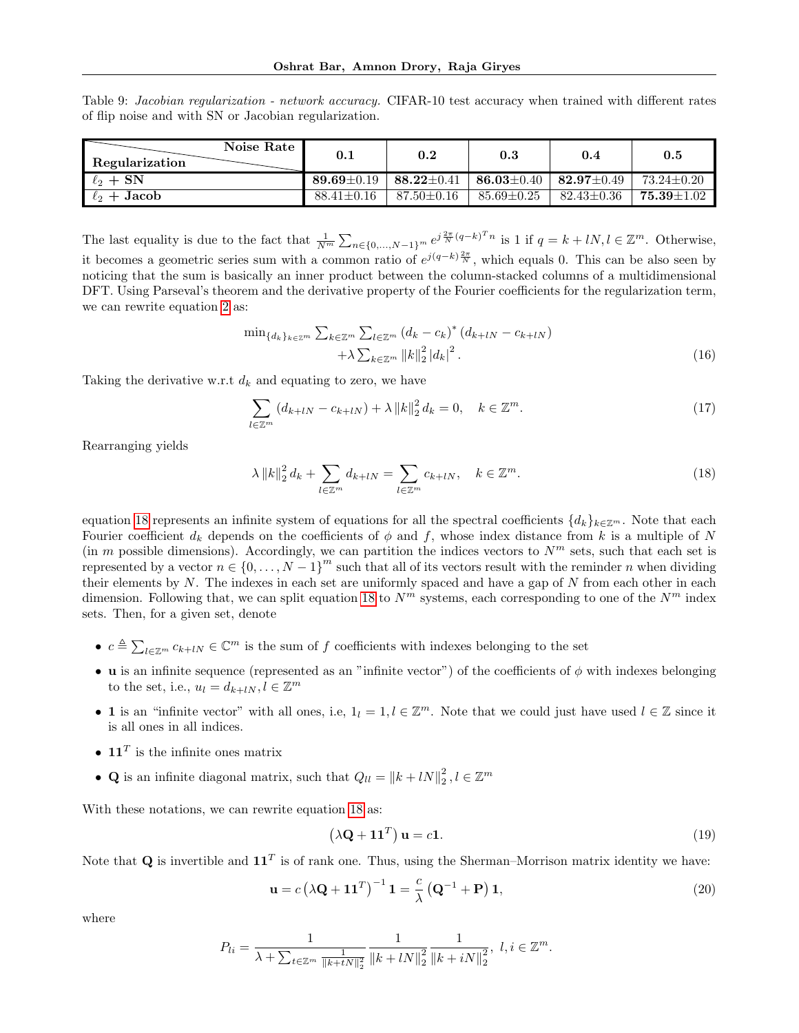Table 9: *Jacobian regularization - network accuracy.* CIFAR-10 test accuracy when trained with different rates of flip noise and with SN or Jacobian regularization.

| Regularization \ Noise Rate | 0.1 | 0.2 | 0.3 | 0.4 | 0.5 |
|---|---|---|---|---|---|
| $\ell_2$ + **SN** | **89.69**±0.19 | **88.22**±0.41 | **86.03**±0.40 | **82.97**±0.49 | 73.24±0.20 |
| $\ell_2$ + **Jacob** | 88.41±0.16 | 87.50±0.16 | 85.69±0.25 | 82.43±0.36 | **75.39**±1.02 |

The last equality is due to the fact that $\frac{1}{N^m}\sum_{n\in\{0,\dots,N-1\}^m} e^{j\frac{2\pi}{N}(q-k)^T n}$ is 1 if $q = k + lN, l \in \mathbb{Z}^m$. Otherwise, it becomes a geometric series sum with a common ratio of $e^{j(q-k)\frac{2\pi}{N}}$, which equals 0. This can be also seen by noticing that the sum is basically an inner product between the column-stacked columns of a multidimensional DFT. Using Parseval's theorem and the derivative property of the Fourier coefficients for the regularization term, we can rewrite equation 2 as:

$$
\begin{aligned}
\min_{\{d_k\}_{k\in\mathbb{Z}^m}} \sum_{k\in\mathbb{Z}^m}\sum_{l\in\mathbb{Z}^m} (d_k - c_k)^* \left(d_{k+lN} - c_{k+lN}\right) \\
+\lambda \sum_{k\in\mathbb{Z}^m} \|k\|_2^2 \left|d_k\right|^2 .
\end{aligned}
\tag{16}
$$

Taking the derivative w.r.t $d_k$ and equating to zero, we have

$$
\sum_{l\in\mathbb{Z}^m} \left(d_{k+lN} - c_{k+lN}\right) + \lambda \|k\|_2^2 d_k = 0, \quad k \in \mathbb{Z}^m. \tag{17}
$$

Rearranging yields

$$
\lambda \|k\|_2^2 d_k + \sum_{l\in\mathbb{Z}^m} d_{k+lN} = \sum_{l\in\mathbb{Z}^m} c_{k+lN}, \quad k \in \mathbb{Z}^m. \tag{18}
$$

equation 18 represents an infinite system of equations for all the spectral coefficients $\{d_k\}_{k\in\mathbb{Z}^m}$. Note that each Fourier coefficient $d_k$ depends on the coefficients of $\phi$ and $f$, whose index distance from $k$ is a multiple of $N$ (in $m$ possible dimensions). Accordingly, we can partition the indices vectors to $N^m$ sets, such that each set is represented by a vector $n \in \{0,\dots,N-1\}^m$ such that all of its vectors result with the reminder $n$ when dividing their elements by $N$. The indexes in each set are uniformly spaced and have a gap of $N$ from each other in each dimension. Following that, we can split equation 18 to $N^m$ systems, each corresponding to one of the $N^m$ index sets. Then, for a given set, denote

- $c \triangleq \sum_{l\in\mathbb{Z}^m} c_{k+lN} \in \mathbb{C}^m$ is the sum of $f$ coefficients with indexes belonging to the set
- $\mathbf{u}$ is an infinite sequence (represented as an "infinite vector") of the coefficients of $\phi$ with indexes belonging to the set, i.e., $u_l = d_{k+lN}, l \in \mathbb{Z}^m$
- $\mathbf{1}$ is an "infinite vector" with all ones, i.e, $1_l = 1, l \in \mathbb{Z}^m$. Note that we could just have used $l \in \mathbb{Z}$ since it is all ones in all indices.
- $\mathbf{1}\mathbf{1}^T$ is the infinite ones matrix
- $\mathbf{Q}$ is an infinite diagonal matrix, such that $Q_{ll} = \|k + lN\|_2^2, l \in \mathbb{Z}^m$

With these notations, we can rewrite equation 18 as:

$$
\left(\lambda \mathbf{Q} + \mathbf{1}\mathbf{1}^T\right)\mathbf{u} = c\mathbf{1}. \tag{19}
$$

Note that $\mathbf{Q}$ is invertible and $\mathbf{1}\mathbf{1}^T$ is of rank one. Thus, using the Sherman–Morrison matrix identity we have:

$$
\mathbf{u} = c\left(\lambda \mathbf{Q} + \mathbf{1}\mathbf{1}^T\right)^{-1}\mathbf{1} = \frac{c}{\lambda}\left(\mathbf{Q}^{-1} + \mathbf{P}\right)\mathbf{1}, \tag{20}
$$

where

$$
P_{li} = \frac{1}{\lambda + \sum_{t\in\mathbb{Z}^m} \frac{1}{\|k+tN\|_2^2}} \frac{1}{\|k+lN\|_2^2} \frac{1}{\|k+iN\|_2^2}, \ l, i \in \mathbb{Z}^m.
$$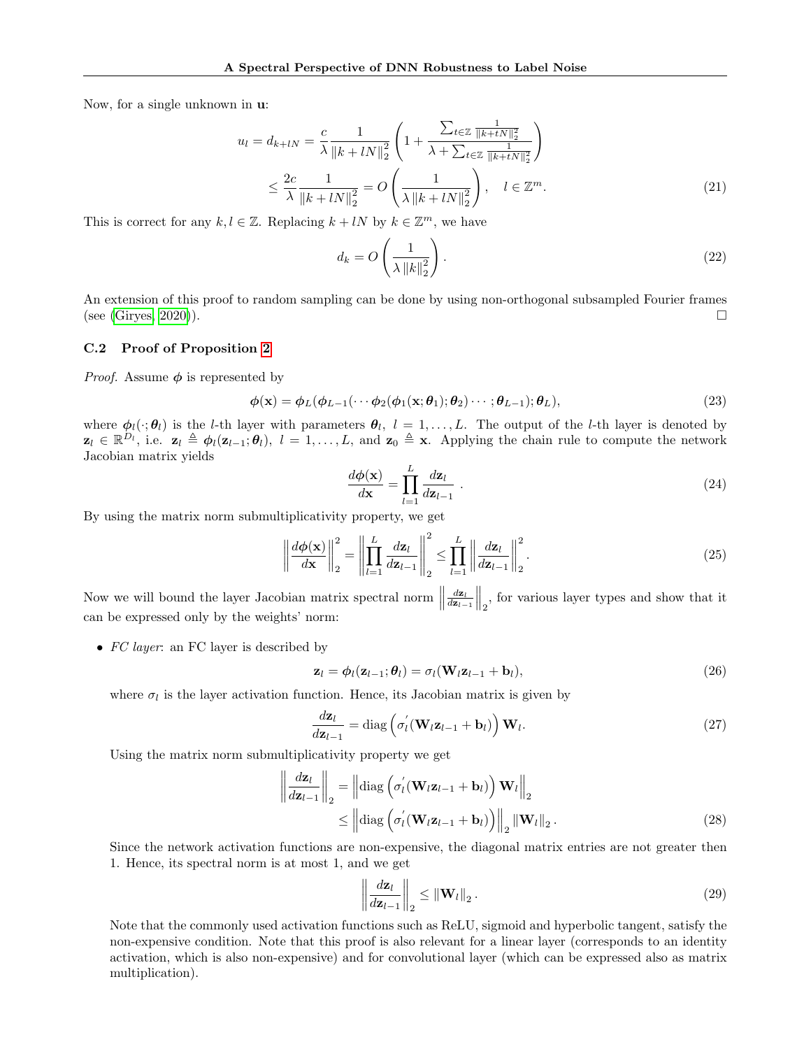Now, for a single unknown in $\mathbf{u}$:

$$
\begin{aligned}
u_l = d_{k+lN} &= \frac{c}{\lambda} \frac{1}{\|k+lN\|_2^2} \left(1 + \frac{\sum_{t\in\mathbb{Z}} \frac{1}{\|k+tN\|_2^2}}{\lambda + \sum_{t\in\mathbb{Z}} \frac{1}{\|k+tN\|_2^2}}\right) \\
&\leq \frac{2c}{\lambda} \frac{1}{\|k+lN\|_2^2} = O\left(\frac{1}{\lambda \|k+lN\|_2^2}\right), \quad l \in \mathbb{Z}^m.
\end{aligned} \tag{21}
$$

This is correct for any $k, l \in \mathbb{Z}$. Replacing $k + lN$ by $k \in \mathbb{Z}^m$, we have

$$
d_k = O\left(\frac{1}{\lambda \|k\|_2^2}\right). \tag{22}
$$

An extension of this proof to random sampling can be done by using non-orthogonal subsampled Fourier frames (see (Giryes, 2020)). □

### C.2 Proof of Proposition 2

*Proof.* Assume $\boldsymbol{\phi}$ is represented by

$$
\boldsymbol{\phi}(\mathbf{x}) = \boldsymbol{\phi}_L(\boldsymbol{\phi}_{L-1}(\cdots \boldsymbol{\phi}_2(\boldsymbol{\phi}_1(\mathbf{x};\boldsymbol{\theta}_1);\boldsymbol{\theta}_2)\cdots;\boldsymbol{\theta}_{L-1});\boldsymbol{\theta}_L), \tag{23}
$$

where $\boldsymbol{\phi}_l(\cdot;\boldsymbol{\theta}_l)$ is the $l$-th layer with parameters $\boldsymbol{\theta}_l$, $l = 1, \ldots, L$. The output of the $l$-th layer is denoted by $\mathbf{z}_l \in \mathbb{R}^{D_l}$, i.e. $\mathbf{z}_l \triangleq \boldsymbol{\phi}_l(\mathbf{z}_{l-1};\boldsymbol{\theta}_l)$, $l = 1, \ldots, L$, and $\mathbf{z}_0 \triangleq \mathbf{x}$. Applying the chain rule to compute the network Jacobian matrix yields

$$
\frac{d\boldsymbol{\phi}(\mathbf{x})}{d\mathbf{x}} = \prod_{l=1}^{L} \frac{d\mathbf{z}_l}{d\mathbf{z}_{l-1}}. \tag{24}
$$

By using the matrix norm submultiplicativity property, we get

$$
\left\|\frac{d\boldsymbol{\phi}(\mathbf{x})}{d\mathbf{x}}\right\|_2^2 = \left\|\prod_{l=1}^{L} \frac{d\mathbf{z}_l}{d\mathbf{z}_{l-1}}\right\|_2^2 \leq \prod_{l=1}^{L} \left\|\frac{d\mathbf{z}_l}{d\mathbf{z}_{l-1}}\right\|_2^2. \tag{25}
$$

Now we will bound the layer Jacobian matrix spectral norm $\left\|\frac{d\mathbf{z}_l}{d\mathbf{z}_{l-1}}\right\|_2$, for various layer types and show that it can be expressed only by the weights' norm:

- *FC layer*: an FC layer is described by

$$
\mathbf{z}_l = \boldsymbol{\phi}_l(\mathbf{z}_{l-1};\boldsymbol{\theta}_l) = \sigma_l(\mathbf{W}_l \mathbf{z}_{l-1} + \mathbf{b}_l), \tag{26}
$$

where $\sigma_l$ is the layer activation function. Hence, its Jacobian matrix is given by

$$
\frac{d\mathbf{z}_l}{d\mathbf{z}_{l-1}} = \operatorname{diag}\left(\sigma_l^{'}(\mathbf{W}_l \mathbf{z}_{l-1} + \mathbf{b}_l)\right) \mathbf{W}_l. \tag{27}
$$

Using the matrix norm submultiplicativity property we get

$$
\begin{aligned}
\left\|\frac{d\mathbf{z}_l}{d\mathbf{z}_{l-1}}\right\|_2 &= \left\|\operatorname{diag}\left(\sigma_l^{'}(\mathbf{W}_l \mathbf{z}_{l-1} + \mathbf{b}_l)\right) \mathbf{W}_l\right\|_2 \\
&\leq \left\|\operatorname{diag}\left(\sigma_l^{'}(\mathbf{W}_l \mathbf{z}_{l-1} + \mathbf{b}_l)\right)\right\|_2 \|\mathbf{W}_l\|_2.
\end{aligned} \tag{28}
$$

Since the network activation functions are non-expensive, the diagonal matrix entries are not greater then 1. Hence, its spectral norm is at most 1, and we get

$$
\left\|\frac{d\mathbf{z}_l}{d\mathbf{z}_{l-1}}\right\|_2 \leq \|\mathbf{W}_l\|_2. \tag{29}
$$

Note that the commonly used activation functions such as ReLU, sigmoid and hyperbolic tangent, satisfy the non-expensive condition. Note that this proof is also relevant for a linear layer (corresponds to an identity activation, which is also non-expensive) and for convolutional layer (which can be expressed also as matrix multiplication).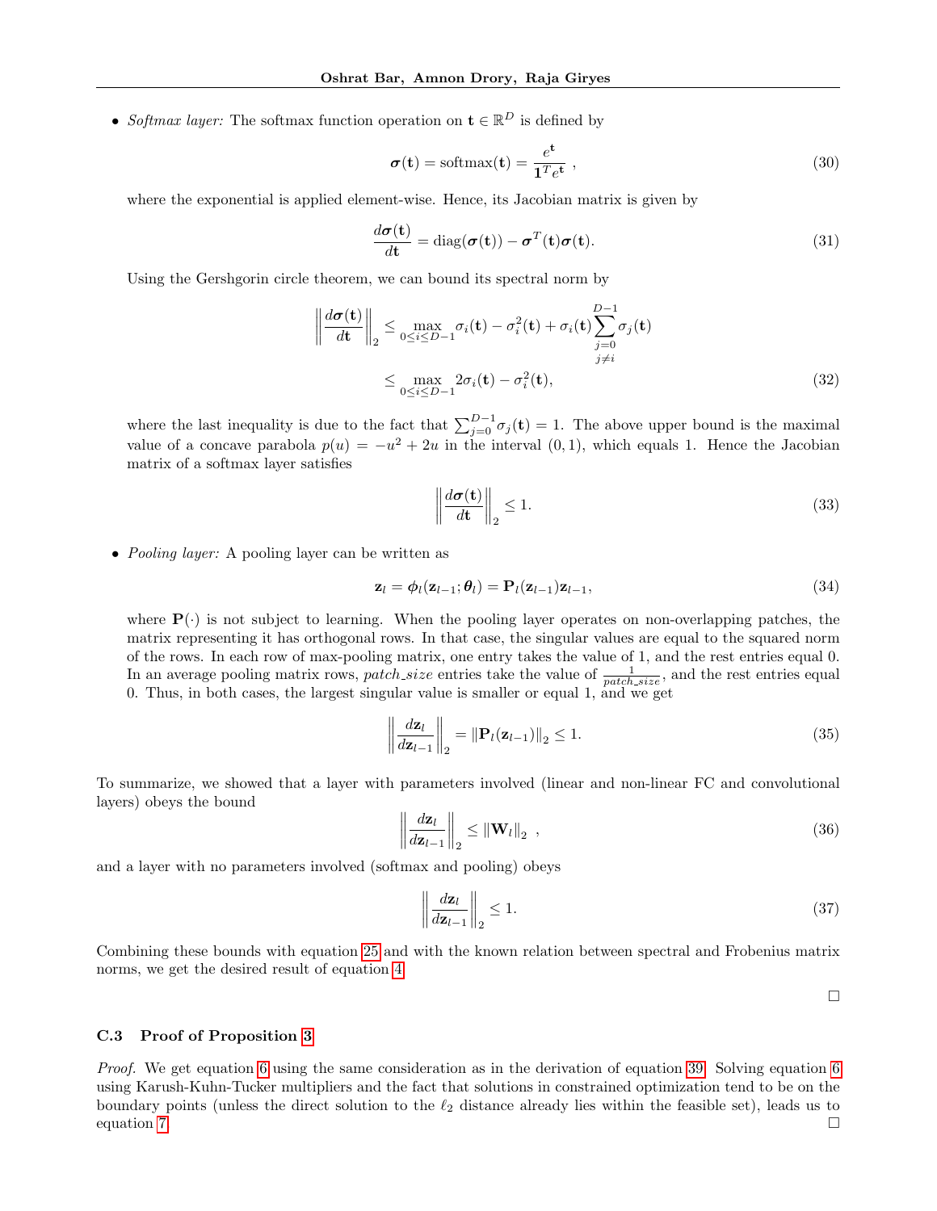- *Softmax layer:* The softmax function operation on $\mathbf{t} \in \mathbb{R}^D$ is defined by

$$\boldsymbol{\sigma}(\mathbf{t}) = \text{softmax}(\mathbf{t}) = \frac{e^{\mathbf{t}}}{\mathbf{1}^T e^{\mathbf{t}}} \ , \tag{30}$$

where the exponential is applied element-wise. Hence, its Jacobian matrix is given by

$$\frac{d\boldsymbol{\sigma}(\mathbf{t})}{d\mathbf{t}} = \text{diag}(\boldsymbol{\sigma}(\mathbf{t})) - \boldsymbol{\sigma}^T(\mathbf{t})\boldsymbol{\sigma}(\mathbf{t}). \tag{31}$$

Using the Gershgorin circle theorem, we can bound its spectral norm by

$$\begin{aligned} \left\| \frac{d\boldsymbol{\sigma}(\mathbf{t})}{d\mathbf{t}} \right\|_2 &\leq \max_{0 \leq i \leq D-1} \sigma_i(\mathbf{t}) - \sigma_i^2(\mathbf{t}) + \sigma_i(\mathbf{t}) \sum_{\substack{j=0 \\ j \neq i}}^{D-1} \sigma_j(\mathbf{t}) \\ &\leq \max_{0 \leq i \leq D-1} 2\sigma_i(\mathbf{t}) - \sigma_i^2(\mathbf{t}), \end{aligned} \tag{32}$$

where the last inequality is due to the fact that $\sum_{j=0}^{D-1} \sigma_j(\mathbf{t}) = 1$. The above upper bound is the maximal value of a concave parabola $p(u) = -u^2 + 2u$ in the interval $(0, 1)$, which equals 1. Hence the Jacobian matrix of a softmax layer satisfies

$$\left\| \frac{d\boldsymbol{\sigma}(\mathbf{t})}{d\mathbf{t}} \right\|_2 \leq 1. \tag{33}$$

- *Pooling layer:* A pooling layer can be written as

$$\mathbf{z}_l = \boldsymbol{\phi}_l(\mathbf{z}_{l-1}; \boldsymbol{\theta}_l) = \mathbf{P}_l(\mathbf{z}_{l-1})\mathbf{z}_{l-1}, \tag{34}$$

where $\mathbf{P}(\cdot)$ is not subject to learning. When the pooling layer operates on non-overlapping patches, the matrix representing it has orthogonal rows. In that case, the singular values are equal to the squared norm of the rows. In each row of max-pooling matrix, one entry takes the value of 1, and the rest entries equal 0. In an average pooling matrix rows, *patch_size* entries take the value of $\frac{1}{patch\_size}$, and the rest entries equal 0. Thus, in both cases, the largest singular value is smaller or equal 1, and we get

$$\left\| \frac{d\mathbf{z}_l}{d\mathbf{z}_{l-1}} \right\|_2 = \left\| \mathbf{P}_l(\mathbf{z}_{l-1}) \right\|_2 \leq 1. \tag{35}$$

To summarize, we showed that a layer with parameters involved (linear and non-linear FC and convolutional layers) obeys the bound

$$\left\| \frac{d\mathbf{z}_l}{d\mathbf{z}_{l-1}} \right\|_2 \leq \left\| \mathbf{W}_l \right\|_2 \ , \tag{36}$$

and a layer with no parameters involved (softmax and pooling) obeys

$$\left\| \frac{d\mathbf{z}_l}{d\mathbf{z}_{l-1}} \right\|_2 \leq 1. \tag{37}$$

Combining these bounds with equation 25 and with the known relation between spectral and Frobenius matrix norms, we get the desired result of equation 4.

□

### C.3 Proof of Proposition 3

*Proof.* We get equation 6 using the same consideration as in the derivation of equation 39. Solving equation 6 using Karush-Kuhn-Tucker multipliers and the fact that solutions in constrained optimization tend to be on the boundary points (unless the direct solution to the $\ell_2$ distance already lies within the feasible set), leads us to equation 7. □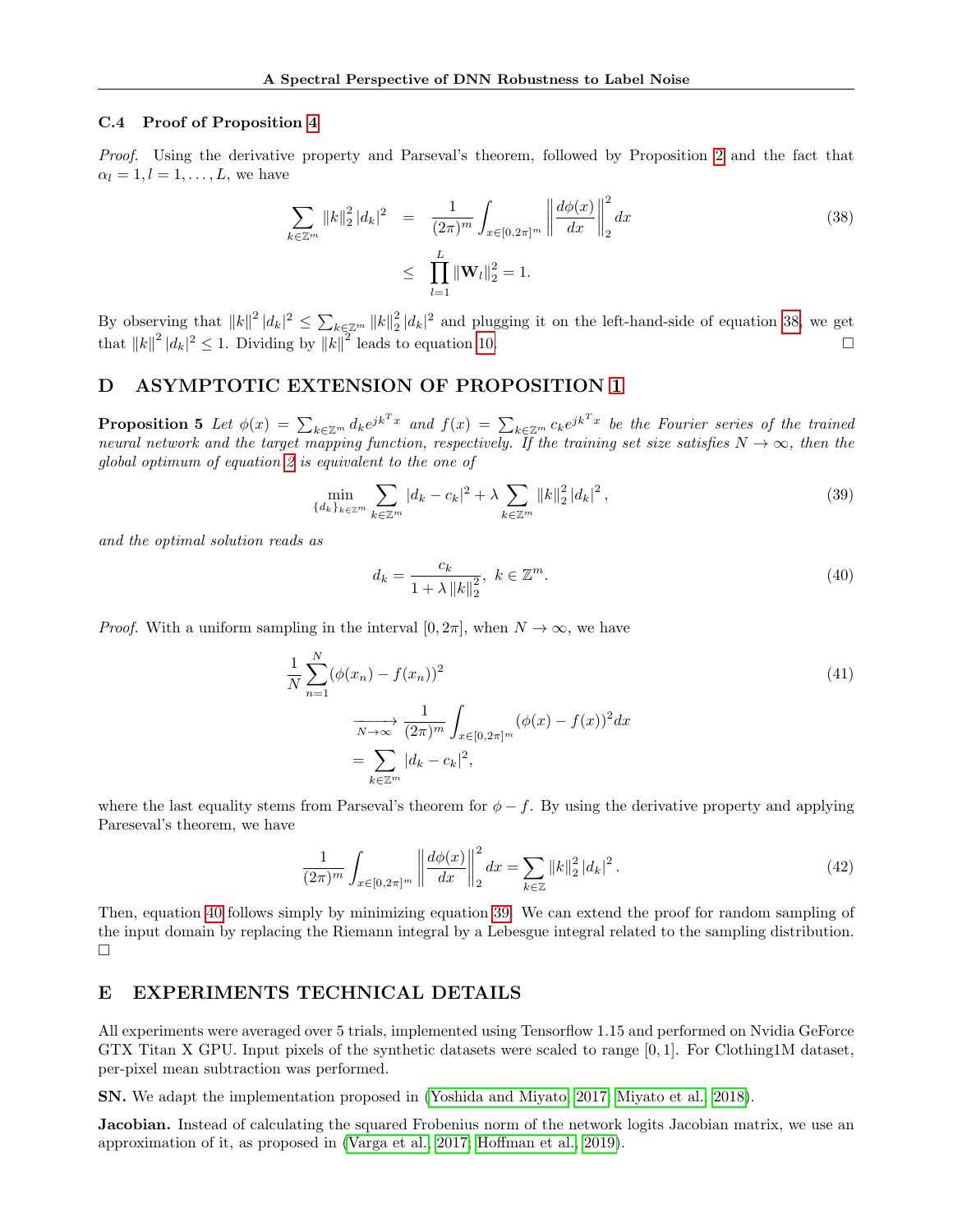### C.4 Proof of Proposition 4

*Proof.* Using the derivative property and Parseval's theorem, followed by Proposition 2 and the fact that $\alpha_l = 1, l = 1, \ldots, L$, we have

$$
\begin{aligned}
\sum_{k \in \mathbb{Z}^m} \|k\|_2^2 |d_k|^2 &= \frac{1}{(2\pi)^m} \int_{x \in [0,2\pi]^m} \left\| \frac{d\phi(x)}{dx} \right\|_2^2 dx \\
&\leq \prod_{l=1}^{L} \|\mathbf{W}_l\|_2^2 = 1.
\end{aligned} \tag{38}
$$

By observing that $\|k\|^2 |d_k|^2 \leq \sum_{k \in \mathbb{Z}^m} \|k\|_2^2 |d_k|^2$ and plugging it on the left-hand-side of equation 38, we get that $\|k\|^2 |d_k|^2 \leq 1$. Dividing by $\|k\|^2$ leads to equation 10. □

## D ASYMPTOTIC EXTENSION OF PROPOSITION 1

**Proposition 5** *Let $\phi(x) = \sum_{k \in \mathbb{Z}^m} d_k e^{jk^T x}$ and $f(x) = \sum_{k \in \mathbb{Z}^m} c_k e^{jk^T x}$ be the Fourier series of the trained neural network and the target mapping function, respectively. If the training set size satisfies $N \to \infty$, then the global optimum of equation 2 is equivalent to the one of*

$$
\min_{\{d_k\}_{k \in \mathbb{Z}^m}} \sum_{k \in \mathbb{Z}^m} |d_k - c_k|^2 + \lambda \sum_{k \in \mathbb{Z}^m} \|k\|_2^2 |d_k|^2, \tag{39}
$$

*and the optimal solution reads as*

$$
d_k = \frac{c_k}{1 + \lambda \|k\|_2^2}, \ k \in \mathbb{Z}^m. \tag{40}
$$

*Proof.* With a uniform sampling in the interval $[0, 2\pi]$, when $N \to \infty$, we have

$$
\begin{aligned}
&\frac{1}{N} \sum_{n=1}^{N} (\phi(x_n) - f(x_n))^2 \\
&\xrightarrow[N \to \infty]{} \frac{1}{(2\pi)^m} \int_{x \in [0,2\pi]^m} (\phi(x) - f(x))^2 dx \\
&= \sum_{k \in \mathbb{Z}^m} |d_k - c_k|^2,
\end{aligned} \tag{41}
$$

where the last equality stems from Parseval's theorem for $\phi - f$. By using the derivative property and applying Pareseval's theorem, we have

$$
\frac{1}{(2\pi)^m} \int_{x \in [0,2\pi]^m} \left\| \frac{d\phi(x)}{dx} \right\|_2^2 dx = \sum_{k \in \mathbb{Z}} \|k\|_2^2 |d_k|^2. \tag{42}
$$

Then, equation 40 follows simply by minimizing equation 39. We can extend the proof for random sampling of the input domain by replacing the Riemann integral by a Lebesgue integral related to the sampling distribution. □

## E EXPERIMENTS TECHNICAL DETAILS

All experiments were averaged over 5 trials, implemented using Tensorflow 1.15 and performed on Nvidia GeForce GTX Titan X GPU. Input pixels of the synthetic datasets were scaled to range $[0, 1]$. For Clothing1M dataset, per-pixel mean subtraction was performed.

**SN.** We adapt the implementation proposed in (Yoshida and Miyato, 2017; Miyato et al., 2018).

**Jacobian.** Instead of calculating the squared Frobenius norm of the network logits Jacobian matrix, we use an approximation of it, as proposed in (Varga et al., 2017; Hoffman et al., 2019).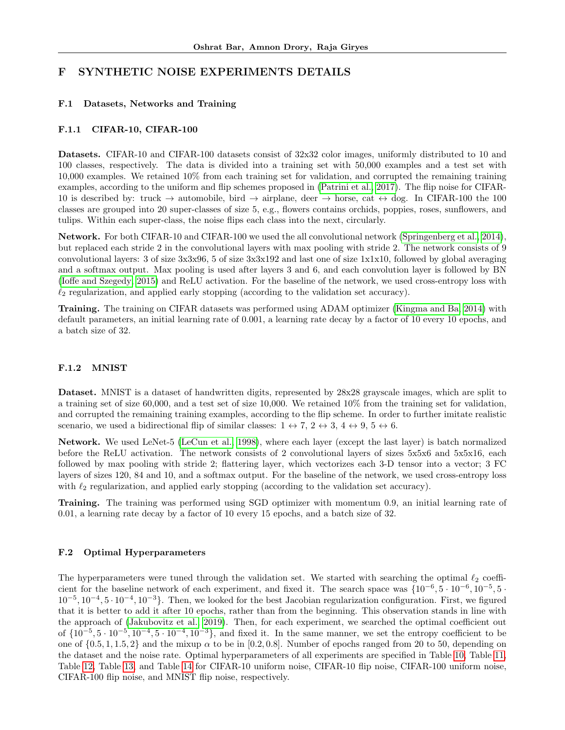# F SYNTHETIC NOISE EXPERIMENTS DETAILS

## F.1 Datasets, Networks and Training

### F.1.1 CIFAR-10, CIFAR-100

**Datasets.** CIFAR-10 and CIFAR-100 datasets consist of 32x32 color images, uniformly distributed to 10 and 100 classes, respectively. The data is divided into a training set with 50,000 examples and a test set with 10,000 examples. We retained 10% from each training set for validation, and corrupted the remaining training examples, according to the uniform and flip schemes proposed in (Patrini et al., 2017). The flip noise for CIFAR-10 is described by: truck → automobile, bird → airplane, deer → horse, cat ↔ dog. In CIFAR-100 the 100 classes are grouped into 20 super-classes of size 5, e.g., flowers contains orchids, poppies, roses, sunflowers, and tulips. Within each super-class, the noise flips each class into the next, circularly.

**Network.** For both CIFAR-10 and CIFAR-100 we used the all convolutional network (Springenberg et al., 2014), but replaced each stride 2 in the convolutional layers with max pooling with stride 2. The network consists of 9 convolutional layers: 3 of size 3x3x96, 5 of size 3x3x192 and last one of size 1x1x10, followed by global averaging and a softmax output. Max pooling is used after layers 3 and 6, and each convolution layer is followed by BN (Ioffe and Szegedy, 2015) and ReLU activation. For the baseline of the network, we used cross-entropy loss with $\ell_2$ regularization, and applied early stopping (according to the validation set accuracy).

**Training.** The training on CIFAR datasets was performed using ADAM optimizer (Kingma and Ba, 2014) with default parameters, an initial learning rate of 0.001, a learning rate decay by a factor of 10 every 10 epochs, and a batch size of 32.

### F.1.2 MNIST

**Dataset.** MNIST is a dataset of handwritten digits, represented by 28x28 grayscale images, which are split to a training set of size 60,000, and a test set of size 10,000. We retained 10% from the training set for validation, and corrupted the remaining training examples, according to the flip scheme. In order to further imitate realistic scenario, we used a bidirectional flip of similar classes: 1 ↔ 7, 2 ↔ 3, 4 ↔ 9, 5 ↔ 6.

**Network.** We used LeNet-5 (LeCun et al., 1998), where each layer (except the last layer) is batch normalized before the ReLU activation. The network consists of 2 convolutional layers of sizes 5x5x6 and 5x5x16, each followed by max pooling with stride 2; flattering layer, which vectorizes each 3-D tensor into a vector; 3 FC layers of sizes 120, 84 and 10, and a softmax output. For the baseline of the network, we used cross-entropy loss with $\ell_2$ regularization, and applied early stopping (according to the validation set accuracy).

**Training.** The training was performed using SGD optimizer with momentum 0.9, an initial learning rate of 0.01, a learning rate decay by a factor of 10 every 15 epochs, and a batch size of 32.

## F.2 Optimal Hyperparameters

The hyperparameters were tuned through the validation set. We started with searching the optimal $\ell_2$ coefficient for the baseline network of each experiment, and fixed it. The search space was $\{10^{-6}, 5\cdot10^{-6}, 10^{-5}, 5\cdot10^{-5}, 10^{-4}, 5\cdot10^{-4}, 10^{-3}\}$. Then, we looked for the best Jacobian regularization configuration. First, we figured that it is better to add it after 10 epochs, rather than from the beginning. This observation stands in line with the approach of (Jakubovitz et al., 2019). Then, for each experiment, we searched the optimal coefficient out of $\{10^{-5}, 5\cdot10^{-5}, 10^{-4}, 5\cdot10^{-4}, 10^{-3}\}$, and fixed it. In the same manner, we set the entropy coefficient to be one of $\{0.5, 1, 1.5, 2\}$ and the mixup $\alpha$ to be in $[0.2, 0.8]$. Number of epochs ranged from 20 to 50, depending on the dataset and the noise rate. Optimal hyperparameters of all experiments are specified in Table 10, Table 11, Table 12, Table 13, and Table 14 for CIFAR-10 uniform noise, CIFAR-10 flip noise, CIFAR-100 uniform noise, CIFAR-100 flip noise, and MNIST flip noise, respectively.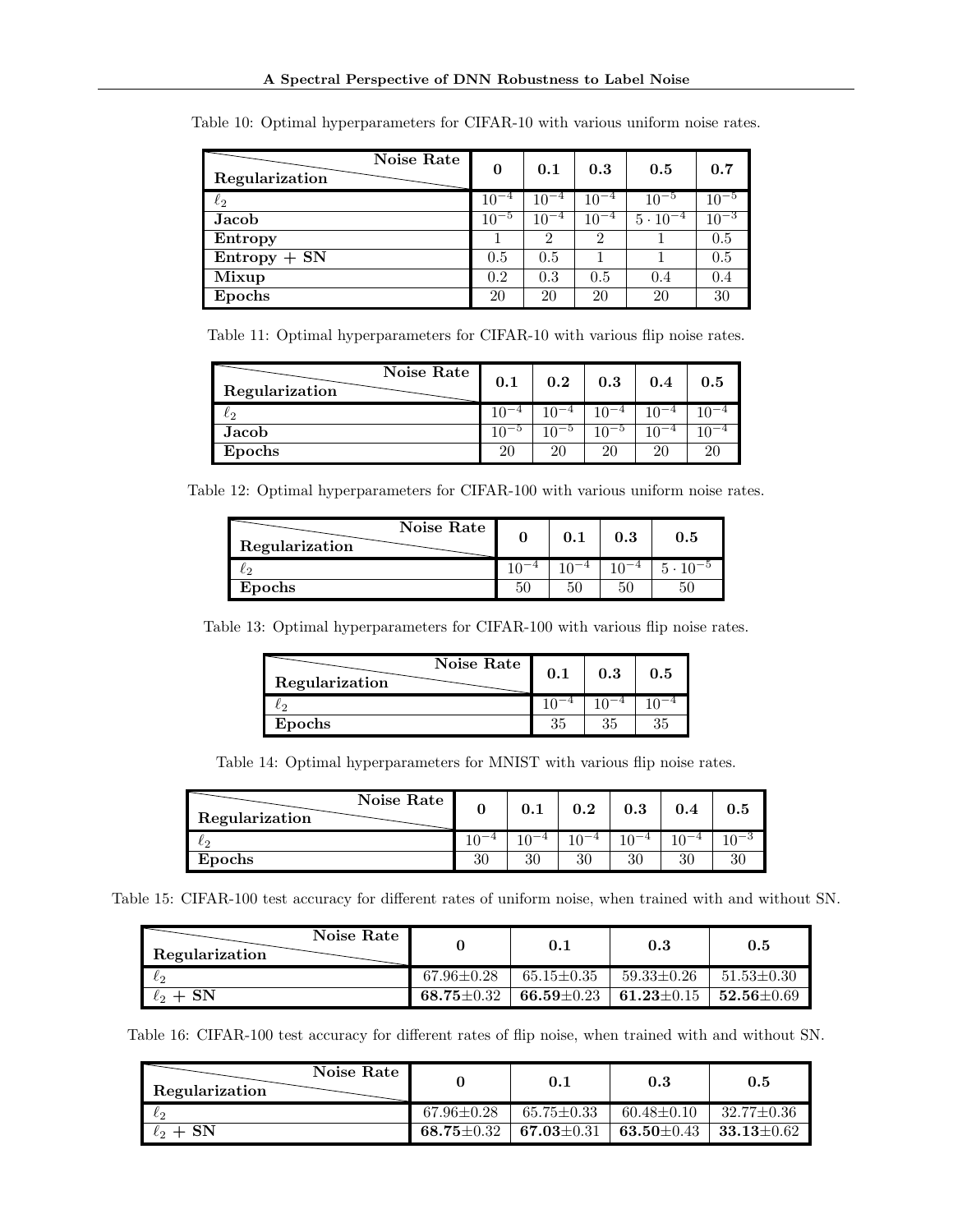Table 10: Optimal hyperparameters for CIFAR-10 with various uniform noise rates.

| Regularization \ Noise Rate | 0 | 0.1 | 0.3 | 0.5 | 0.7 |
|---|---|---|---|---|---|
| $\ell_2$ | $10^{-4}$ | $10^{-4}$ | $10^{-4}$ | $10^{-5}$ | $10^{-5}$ |
| **Jacob** | $10^{-5}$ | $10^{-4}$ | $10^{-4}$ | $5 \cdot 10^{-4}$ | $10^{-3}$ |
| **Entropy** | 1 | 2 | 2 | 1 | 0.5 |
| **Entropy + SN** | 0.5 | 0.5 | 1 | 1 | 0.5 |
| **Mixup** | 0.2 | 0.3 | 0.5 | 0.4 | 0.4 |
| **Epochs** | 20 | 20 | 20 | 20 | 30 |

Table 11: Optimal hyperparameters for CIFAR-10 with various flip noise rates.

| Regularization \ Noise Rate | 0.1 | 0.2 | 0.3 | 0.4 | 0.5 |
|---|---|---|---|---|---|
| $\ell_2$ | $10^{-4}$ | $10^{-4}$ | $10^{-4}$ | $10^{-4}$ | $10^{-4}$ |
| **Jacob** | $10^{-5}$ | $10^{-5}$ | $10^{-5}$ | $10^{-4}$ | $10^{-4}$ |
| **Epochs** | 20 | 20 | 20 | 20 | 20 |

Table 12: Optimal hyperparameters for CIFAR-100 with various uniform noise rates.

| Regularization \ Noise Rate | 0 | 0.1 | 0.3 | 0.5 |
|---|---|---|---|---|
| $\ell_2$ | $10^{-4}$ | $10^{-4}$ | $10^{-4}$ | $5 \cdot 10^{-5}$ |
| **Epochs** | 50 | 50 | 50 | 50 |

Table 13: Optimal hyperparameters for CIFAR-100 with various flip noise rates.

| Regularization \ Noise Rate | 0.1 | 0.3 | 0.5 |
|---|---|---|---|
| $\ell_2$ | $10^{-4}$ | $10^{-4}$ | $10^{-4}$ |
| **Epochs** | 35 | 35 | 35 |

Table 14: Optimal hyperparameters for MNIST with various flip noise rates.

| Regularization \ Noise Rate | 0 | 0.1 | 0.2 | 0.3 | 0.4 | 0.5 |
|---|---|---|---|---|---|---|
| $\ell_2$ | $10^{-4}$ | $10^{-4}$ | $10^{-4}$ | $10^{-4}$ | $10^{-4}$ | $10^{-3}$ |
| **Epochs** | 30 | 30 | 30 | 30 | 30 | 30 |

Table 15: CIFAR-100 test accuracy for different rates of uniform noise, when trained with and without SN.

| Regularization \ Noise Rate | 0 | 0.1 | 0.3 | 0.5 |
|---|---|---|---|---|
| $\ell_2$ | 67.96±0.28 | 65.15±0.35 | 59.33±0.26 | 51.53±0.30 |
| $\ell_2$ **+ SN** | **68.75**±0.32 | **66.59**±0.23 | **61.23**±0.15 | **52.56**±0.69 |

Table 16: CIFAR-100 test accuracy for different rates of flip noise, when trained with and without SN.

| Regularization \ Noise Rate | 0 | 0.1 | 0.3 | 0.5 |
|---|---|---|---|---|
| $\ell_2$ | 67.96±0.28 | 65.75±0.33 | 60.48±0.10 | 32.77±0.36 |
| $\ell_2$ **+ SN** | **68.75**±0.32 | **67.03**±0.31 | **63.50**±0.43 | **33.13**±0.62 |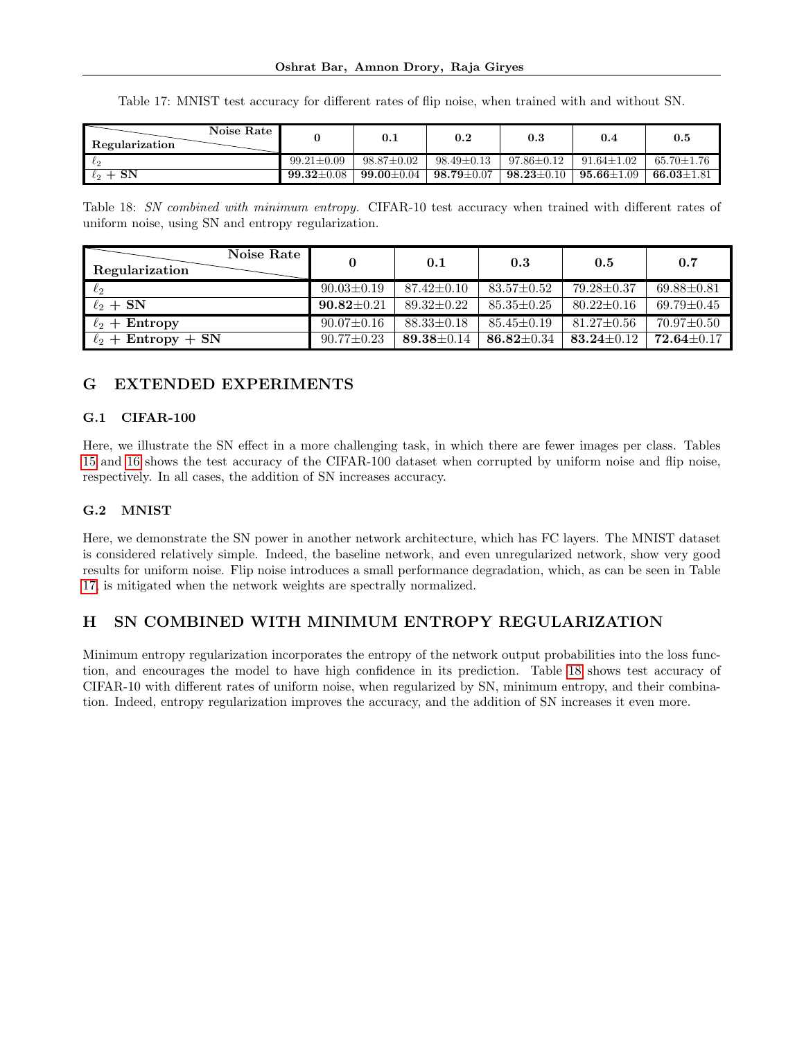Table 17: MNIST test accuracy for different rates of flip noise, when trained with and without SN.

| Regularization \ Noise Rate | 0 | 0.1 | 0.2 | 0.3 | 0.4 | 0.5 |
|---|---|---|---|---|---|---|
| $\ell_2$ | 99.21±0.09 | 98.87±0.02 | 98.49±0.13 | 97.86±0.12 | 91.64±1.02 | 65.70±1.76 |
| $\ell_2$ + **SN** | **99.32**±0.08 | **99.00**±0.04 | **98.79**±0.07 | **98.23**±0.10 | **95.66**±1.09 | **66.03**±1.81 |

Table 18: *SN combined with minimum entropy.* CIFAR-10 test accuracy when trained with different rates of uniform noise, using SN and entropy regularization.

| Regularization \ Noise Rate | 0 | 0.1 | 0.3 | 0.5 | 0.7 |
|---|---|---|---|---|---|
| $\ell_2$ | 90.03±0.19 | 87.42±0.10 | 83.57±0.52 | 79.28±0.37 | 69.88±0.81 |
| $\ell_2$ + **SN** | **90.82**±0.21 | 89.32±0.22 | 85.35±0.25 | 80.22±0.16 | 69.79±0.45 |
| $\ell_2$ + **Entropy** | 90.07±0.16 | 88.33±0.18 | 85.45±0.19 | 81.27±0.56 | 70.97±0.50 |
| $\ell_2$ + **Entropy** + **SN** | 90.77±0.23 | **89.38**±0.14 | **86.82**±0.34 | **83.24**±0.12 | **72.64**±0.17 |

# G EXTENDED EXPERIMENTS

## G.1 CIFAR-100

Here, we illustrate the SN effect in a more challenging task, in which there are fewer images per class. Tables 15 and 16 shows the test accuracy of the CIFAR-100 dataset when corrupted by uniform noise and flip noise, respectively. In all cases, the addition of SN increases accuracy.

## G.2 MNIST

Here, we demonstrate the SN power in another network architecture, which has FC layers. The MNIST dataset is considered relatively simple. Indeed, the baseline network, and even unregularized network, show very good results for uniform noise. Flip noise introduces a small performance degradation, which, as can be seen in Table 17, is mitigated when the network weights are spectrally normalized.

# H SN COMBINED WITH MINIMUM ENTROPY REGULARIZATION

Minimum entropy regularization incorporates the entropy of the network output probabilities into the loss function, and encourages the model to have high confidence in its prediction. Table 18 shows test accuracy of CIFAR-10 with different rates of uniform noise, when regularized by SN, minimum entropy, and their combination. Indeed, entropy regularization improves the accuracy, and the addition of SN increases it even more.